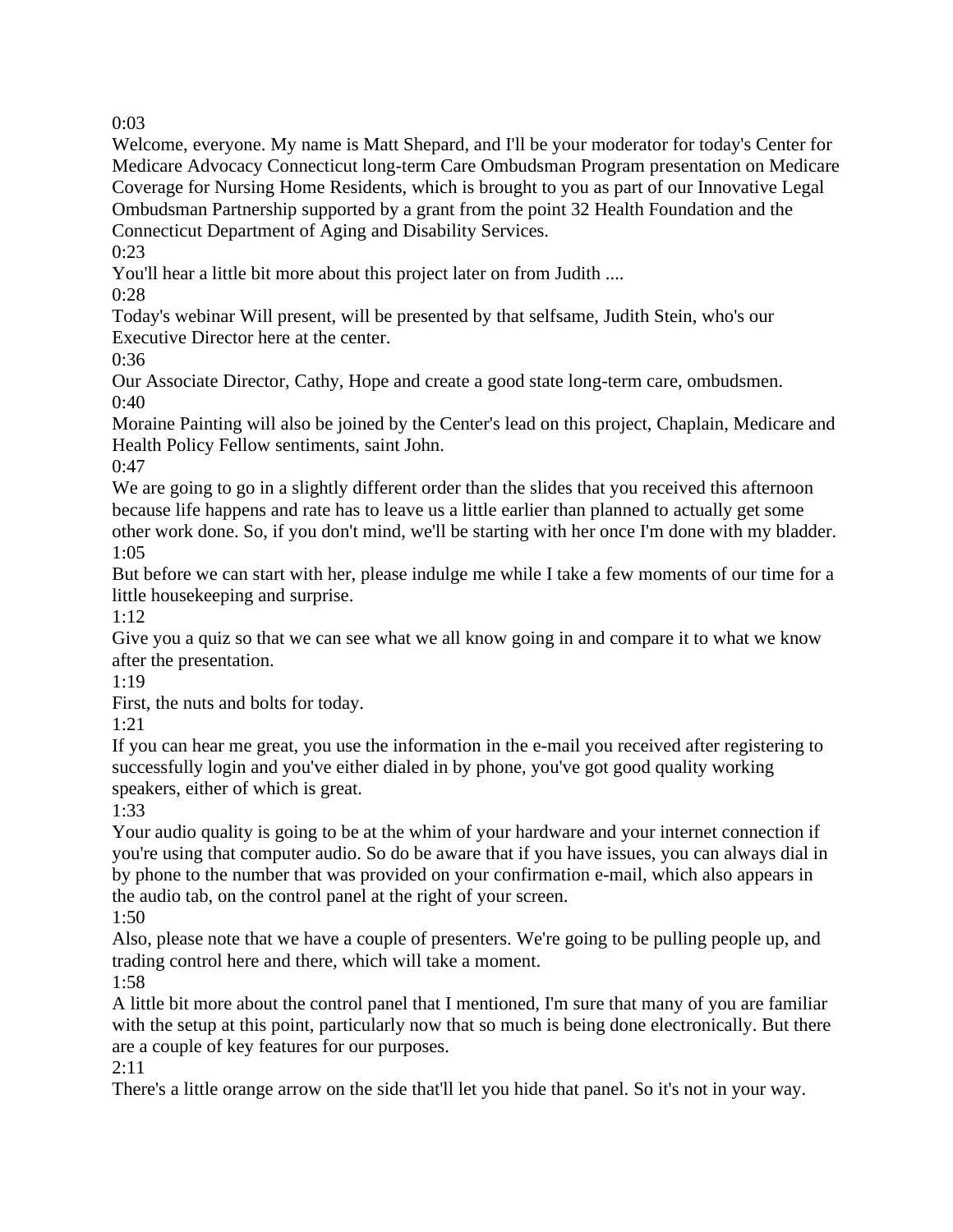0:03

Welcome, everyone. My name is Matt Shepard, and I'll be your moderator for today's Center for Medicare Advocacy Connecticut long-term Care Ombudsman Program presentation on Medicare Coverage for Nursing Home Residents, which is brought to you as part of our Innovative Legal Ombudsman Partnership supported by a grant from the point 32 Health Foundation and the Connecticut Department of Aging and Disability Services.

0:23

You'll hear a little bit more about this project later on from Judith ....

0:28

Today's webinar Will present, will be presented by that selfsame, Judith Stein, who's our Executive Director here at the center.

0:36

Our Associate Director, Cathy, Hope and create a good state long-term care, ombudsmen.

0:40

Moraine Painting will also be joined by the Center's lead on this project, Chaplain, Medicare and Health Policy Fellow sentiments, saint John.

0:47

We are going to go in a slightly different order than the slides that you received this afternoon because life happens and rate has to leave us a little earlier than planned to actually get some other work done. So, if you don't mind, we'll be starting with her once I'm done with my bladder.

1:05

But before we can start with her, please indulge me while I take a few moments of our time for a little housekeeping and surprise.

1:12

Give you a quiz so that we can see what we all know going in and compare it to what we know after the presentation.

1:19

First, the nuts and bolts for today.

1:21

If you can hear me great, you use the information in the e-mail you received after registering to successfully login and you've either dialed in by phone, you've got good quality working speakers, either of which is great.

1:33

Your audio quality is going to be at the whim of your hardware and your internet connection if you're using that computer audio. So do be aware that if you have issues, you can always dial in by phone to the number that was provided on your confirmation e-mail, which also appears in the audio tab, on the control panel at the right of your screen.

1:50

Also, please note that we have a couple of presenters. We're going to be pulling people up, and trading control here and there, which will take a moment.

1:58

A little bit more about the control panel that I mentioned, I'm sure that many of you are familiar with the setup at this point, particularly now that so much is being done electronically. But there are a couple of key features for our purposes.

2:11

There's a little orange arrow on the side that'll let you hide that panel. So it's not in your way.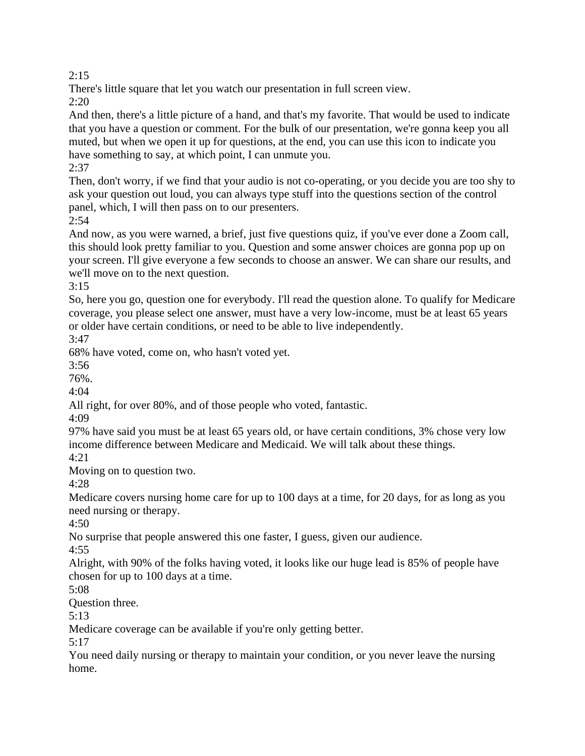2:15
There's little square that let you watch our presentation in full screen view.
2:20
And then, there's a little picture of a hand, and that's my favorite. That would be used to indicate that you have a question or comment. For the bulk of our presentation, we're gonna keep you all muted, but when we open it up for questions, at the end, you can use this icon to indicate you have something to say, at which point, I can unmute you.
2:37
Then, don't worry, if we find that your audio is not co-operating, or you decide you are too shy to ask your question out loud, you can always type stuff into the questions section of the control panel, which, I will then pass on to our presenters.
2:54
And now, as you were warned, a brief, just five questions quiz, if you've ever done a Zoom call, this should look pretty familiar to you. Question and some answer choices are gonna pop up on your screen. I'll give everyone a few seconds to choose an answer. We can share our results, and we'll move on to the next question.
3:15
So, here you go, question one for everybody. I'll read the question alone. To qualify for Medicare coverage, you please select one answer, must have a very low-income, must be at least 65 years or older have certain conditions, or need to be able to live independently.
3:47
68% have voted, come on, who hasn't voted yet.
3:56
76%.
4:04
All right, for over 80%, and of those people who voted, fantastic.
4:09
97% have said you must be at least 65 years old, or have certain conditions, 3% chose very low income difference between Medicare and Medicaid. We will talk about these things.
4:21
Moving on to question two.
4:28
Medicare covers nursing home care for up to 100 days at a time, for 20 days, for as long as you need nursing or therapy.
4:50
No surprise that people answered this one faster, I guess, given our audience.
4:55
Alright, with 90% of the folks having voted, it looks like our huge lead is 85% of people have chosen for up to 100 days at a time.
5:08
Question three.
5:13
Medicare coverage can be available if you're only getting better.
5:17
You need daily nursing or therapy to maintain your condition, or you never leave the nursing home.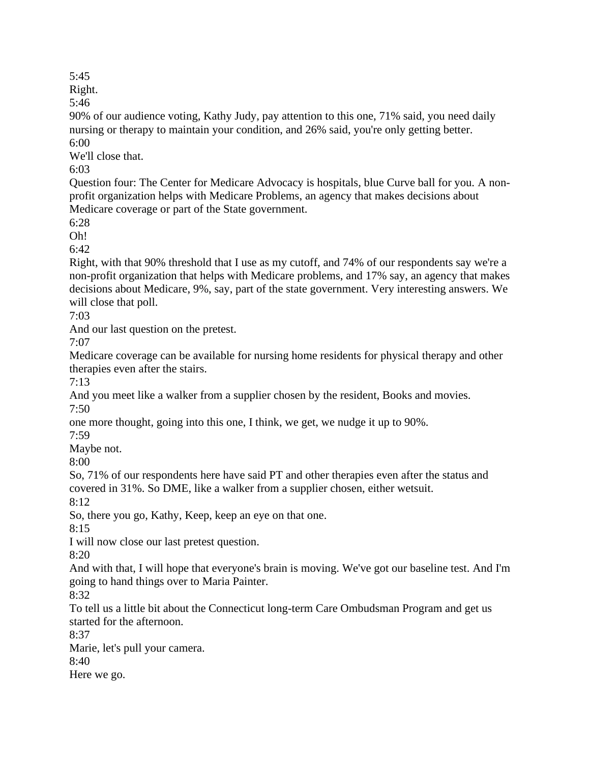5:45
Right.
5:46
90% of our audience voting, Kathy Judy, pay attention to this one, 71% said, you need daily nursing or therapy to maintain your condition, and 26% said, you're only getting better.
6:00
We'll close that.
6:03
Question four: The Center for Medicare Advocacy is hospitals, blue Curve ball for you. A non-profit organization helps with Medicare Problems, an agency that makes decisions about Medicare coverage or part of the State government.
6:28
Oh!
6:42
Right, with that 90% threshold that I use as my cutoff, and 74% of our respondents say we're a non-profit organization that helps with Medicare problems, and 17% say, an agency that makes decisions about Medicare, 9%, say, part of the state government. Very interesting answers. We will close that poll.
7:03
And our last question on the pretest.
7:07
Medicare coverage can be available for nursing home residents for physical therapy and other therapies even after the stairs.
7:13
And you meet like a walker from a supplier chosen by the resident, Books and movies.
7:50
one more thought, going into this one, I think, we get, we nudge it up to 90%.
7:59
Maybe not.
8:00
So, 71% of our respondents here have said PT and other therapies even after the status and covered in 31%. So DME, like a walker from a supplier chosen, either wetsuit.
8:12
So, there you go, Kathy, Keep, keep an eye on that one.
8:15
I will now close our last pretest question.
8:20
And with that, I will hope that everyone's brain is moving. We've got our baseline test. And I'm going to hand things over to Maria Painter.
8:32
To tell us a little bit about the Connecticut long-term Care Ombudsman Program and get us started for the afternoon.
8:37
Marie, let's pull your camera.
8:40
Here we go.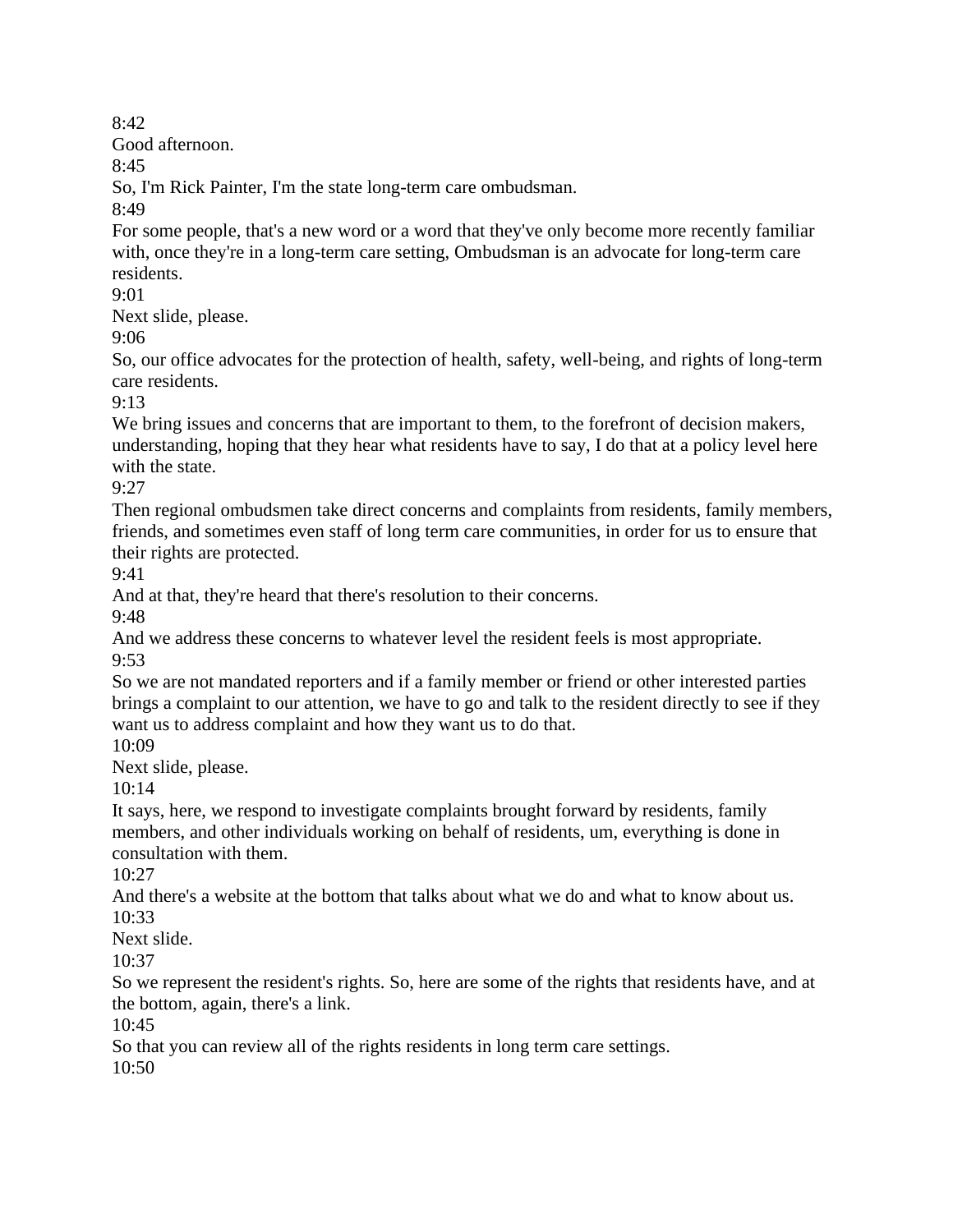8:42

Good afternoon.

8:45

So, I'm Rick Painter, I'm the state long-term care ombudsman.

8:49

For some people, that's a new word or a word that they've only become more recently familiar with, once they're in a long-term care setting, Ombudsman is an advocate for long-term care residents.

9:01

Next slide, please.

9:06

So, our office advocates for the protection of health, safety, well-being, and rights of long-term care residents.

9:13

We bring issues and concerns that are important to them, to the forefront of decision makers, understanding, hoping that they hear what residents have to say, I do that at a policy level here with the state.

9:27

Then regional ombudsmen take direct concerns and complaints from residents, family members, friends, and sometimes even staff of long term care communities, in order for us to ensure that their rights are protected.

9:41

And at that, they're heard that there's resolution to their concerns.

9:48

And we address these concerns to whatever level the resident feels is most appropriate.

9:53

So we are not mandated reporters and if a family member or friend or other interested parties brings a complaint to our attention, we have to go and talk to the resident directly to see if they want us to address complaint and how they want us to do that.

10:09

Next slide, please.

10:14

It says, here, we respond to investigate complaints brought forward by residents, family members, and other individuals working on behalf of residents, um, everything is done in consultation with them.

10:27

And there's a website at the bottom that talks about what we do and what to know about us.

10:33

Next slide.

10:37

So we represent the resident's rights. So, here are some of the rights that residents have, and at the bottom, again, there's a link.

10:45

So that you can review all of the rights residents in long term care settings.

10:50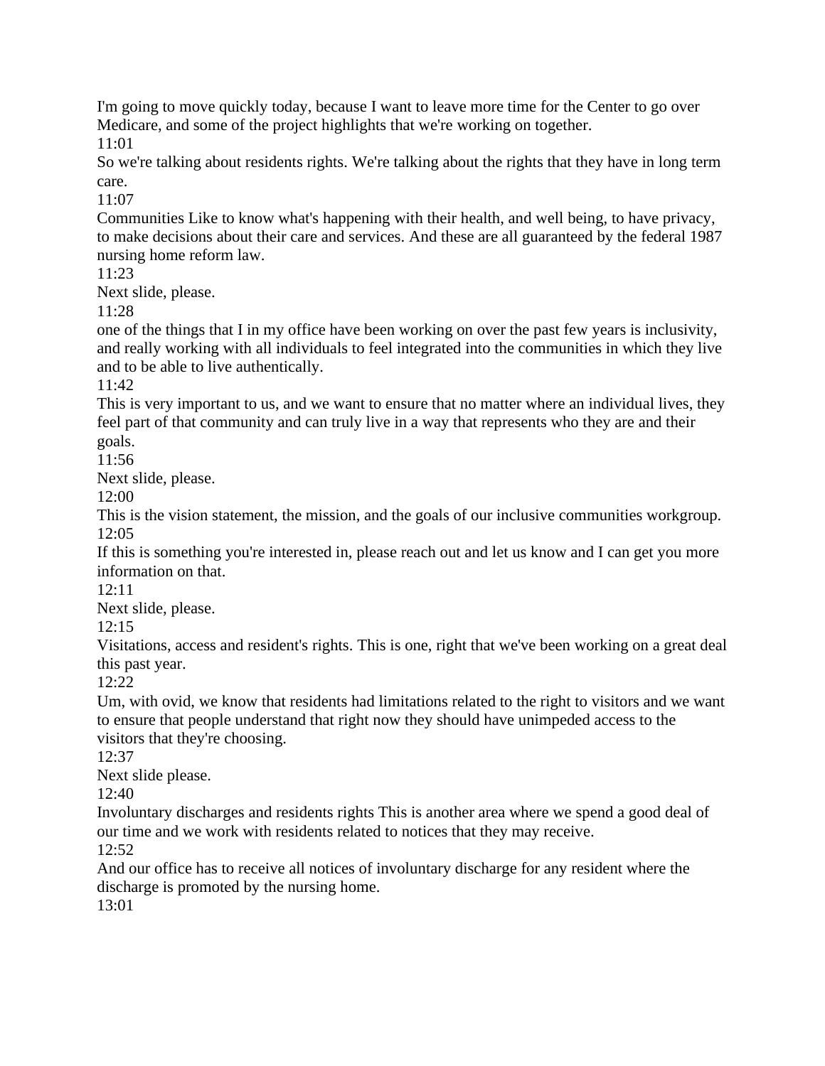I'm going to move quickly today, because I want to leave more time for the Center to go over Medicare, and some of the project highlights that we're working on together.

11:01

So we're talking about residents rights. We're talking about the rights that they have in long term care.

11:07

Communities Like to know what's happening with their health, and well being, to have privacy, to make decisions about their care and services. And these are all guaranteed by the federal 1987 nursing home reform law.

11:23

Next slide, please.

11:28

one of the things that I in my office have been working on over the past few years is inclusivity, and really working with all individuals to feel integrated into the communities in which they live and to be able to live authentically.

11:42

This is very important to us, and we want to ensure that no matter where an individual lives, they feel part of that community and can truly live in a way that represents who they are and their goals.

11:56

Next slide, please.

12:00

This is the vision statement, the mission, and the goals of our inclusive communities workgroup.

12:05

If this is something you're interested in, please reach out and let us know and I can get you more information on that.

12:11

Next slide, please.

12:15

Visitations, access and resident's rights. This is one, right that we've been working on a great deal this past year.

12:22

Um, with ovid, we know that residents had limitations related to the right to visitors and we want to ensure that people understand that right now they should have unimpeded access to the visitors that they're choosing.

12:37

Next slide please.

12:40

Involuntary discharges and residents rights This is another area where we spend a good deal of our time and we work with residents related to notices that they may receive.

12:52

And our office has to receive all notices of involuntary discharge for any resident where the discharge is promoted by the nursing home.

13:01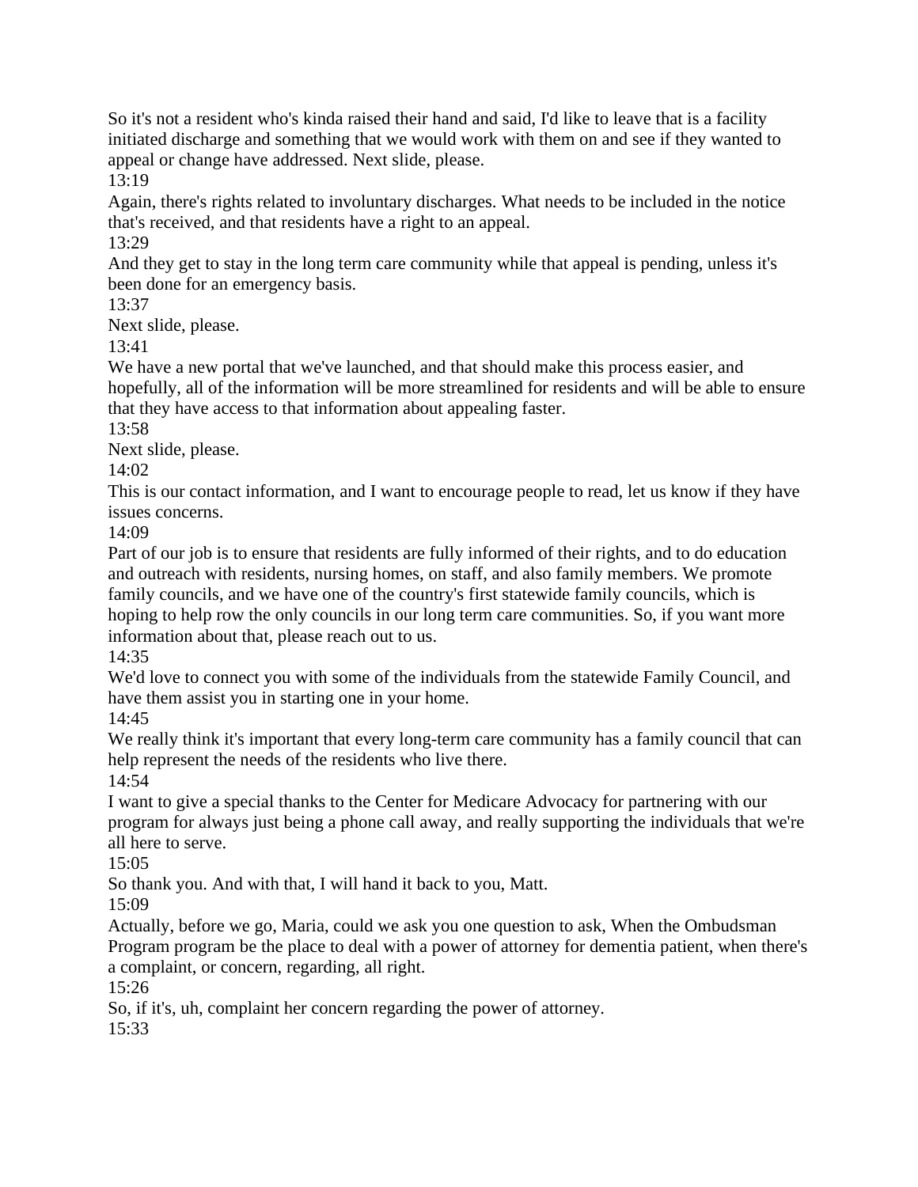So it's not a resident who's kinda raised their hand and said, I'd like to leave that is a facility initiated discharge and something that we would work with them on and see if they wanted to appeal or change have addressed. Next slide, please.

13:19

Again, there's rights related to involuntary discharges. What needs to be included in the notice that's received, and that residents have a right to an appeal.

13:29

And they get to stay in the long term care community while that appeal is pending, unless it's been done for an emergency basis.

13:37

Next slide, please.

13:41

We have a new portal that we've launched, and that should make this process easier, and hopefully, all of the information will be more streamlined for residents and will be able to ensure that they have access to that information about appealing faster.

13:58

Next slide, please.

14:02

This is our contact information, and I want to encourage people to read, let us know if they have issues concerns.

14:09

Part of our job is to ensure that residents are fully informed of their rights, and to do education and outreach with residents, nursing homes, on staff, and also family members. We promote family councils, and we have one of the country's first statewide family councils, which is hoping to help row the only councils in our long term care communities. So, if you want more information about that, please reach out to us.

14:35

We'd love to connect you with some of the individuals from the statewide Family Council, and have them assist you in starting one in your home.

14:45

We really think it's important that every long-term care community has a family council that can help represent the needs of the residents who live there.

14:54

I want to give a special thanks to the Center for Medicare Advocacy for partnering with our program for always just being a phone call away, and really supporting the individuals that we're all here to serve.

15:05

So thank you. And with that, I will hand it back to you, Matt.

15:09

Actually, before we go, Maria, could we ask you one question to ask, When the Ombudsman Program program be the place to deal with a power of attorney for dementia patient, when there's a complaint, or concern, regarding, all right.

15:26

So, if it's, uh, complaint her concern regarding the power of attorney.

15:33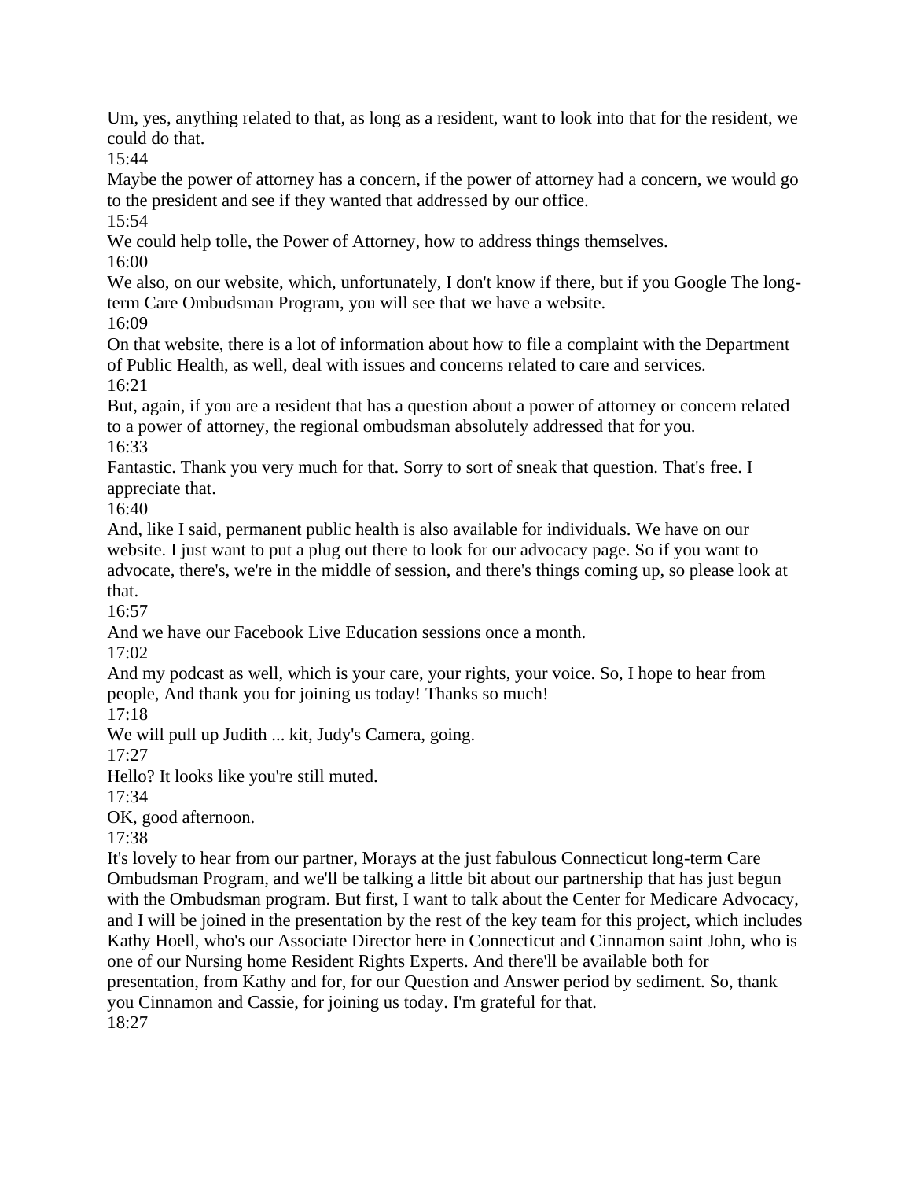Um, yes, anything related to that, as long as a resident, want to look into that for the resident, we could do that.
15:44
Maybe the power of attorney has a concern, if the power of attorney had a concern, we would go to the president and see if they wanted that addressed by our office.
15:54
We could help tolle, the Power of Attorney, how to address things themselves.
16:00
We also, on our website, which, unfortunately, I don't know if there, but if you Google The long-term Care Ombudsman Program, you will see that we have a website.
16:09
On that website, there is a lot of information about how to file a complaint with the Department of Public Health, as well, deal with issues and concerns related to care and services.
16:21
But, again, if you are a resident that has a question about a power of attorney or concern related to a power of attorney, the regional ombudsman absolutely addressed that for you.
16:33
Fantastic. Thank you very much for that. Sorry to sort of sneak that question. That's free. I appreciate that.
16:40
And, like I said, permanent public health is also available for individuals. We have on our website. I just want to put a plug out there to look for our advocacy page. So if you want to advocate, there's, we're in the middle of session, and there's things coming up, so please look at that.
16:57
And we have our Facebook Live Education sessions once a month.
17:02
And my podcast as well, which is your care, your rights, your voice. So, I hope to hear from people, And thank you for joining us today! Thanks so much!
17:18
We will pull up Judith ... kit, Judy's Camera, going.
17:27
Hello? It looks like you're still muted.
17:34
OK, good afternoon.
17:38
It's lovely to hear from our partner, Morays at the just fabulous Connecticut long-term Care Ombudsman Program, and we'll be talking a little bit about our partnership that has just begun with the Ombudsman program. But first, I want to talk about the Center for Medicare Advocacy, and I will be joined in the presentation by the rest of the key team for this project, which includes Kathy Hoell, who's our Associate Director here in Connecticut and Cinnamon saint John, who is one of our Nursing home Resident Rights Experts. And there'll be available both for presentation, from Kathy and for, for our Question and Answer period by sediment. So, thank you Cinnamon and Cassie, for joining us today. I'm grateful for that.
18:27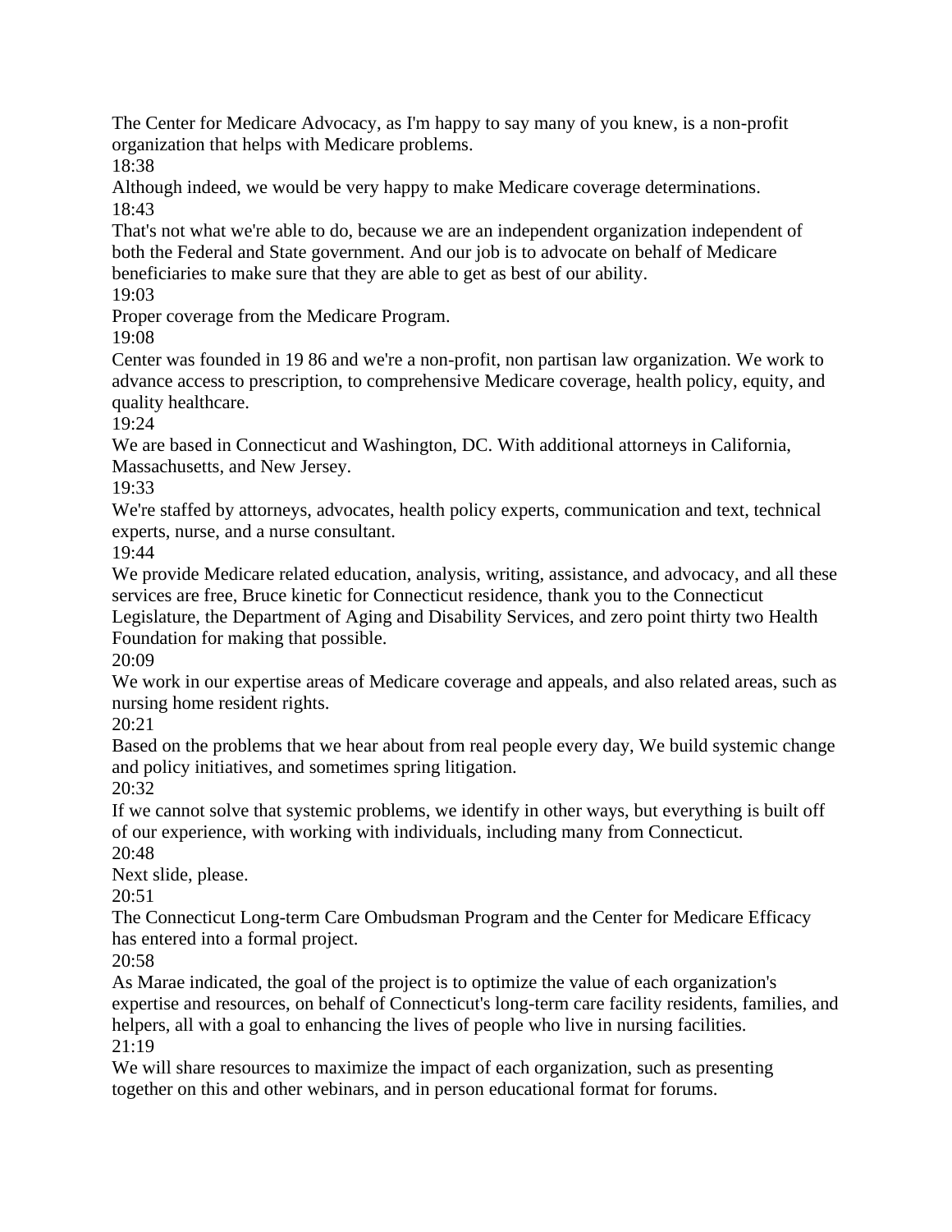The Center for Medicare Advocacy, as I'm happy to say many of you knew, is a non-profit organization that helps with Medicare problems.

18:38

Although indeed, we would be very happy to make Medicare coverage determinations.

18:43

That's not what we're able to do, because we are an independent organization independent of both the Federal and State government. And our job is to advocate on behalf of Medicare beneficiaries to make sure that they are able to get as best of our ability.

19:03

Proper coverage from the Medicare Program.

19:08

Center was founded in 19 86 and we're a non-profit, non partisan law organization. We work to advance access to prescription, to comprehensive Medicare coverage, health policy, equity, and quality healthcare.

19:24

We are based in Connecticut and Washington, DC. With additional attorneys in California, Massachusetts, and New Jersey.

19:33

We're staffed by attorneys, advocates, health policy experts, communication and text, technical experts, nurse, and a nurse consultant.

19:44

We provide Medicare related education, analysis, writing, assistance, and advocacy, and all these services are free, Bruce kinetic for Connecticut residence, thank you to the Connecticut Legislature, the Department of Aging and Disability Services, and zero point thirty two Health Foundation for making that possible.

20:09

We work in our expertise areas of Medicare coverage and appeals, and also related areas, such as nursing home resident rights.

20:21

Based on the problems that we hear about from real people every day, We build systemic change and policy initiatives, and sometimes spring litigation.

20:32

If we cannot solve that systemic problems, we identify in other ways, but everything is built off of our experience, with working with individuals, including many from Connecticut.

20:48

Next slide, please.

20:51

The Connecticut Long-term Care Ombudsman Program and the Center for Medicare Efficacy has entered into a formal project.

20:58

As Marae indicated, the goal of the project is to optimize the value of each organization's expertise and resources, on behalf of Connecticut's long-term care facility residents, families, and helpers, all with a goal to enhancing the lives of people who live in nursing facilities.

21:19

We will share resources to maximize the impact of each organization, such as presenting together on this and other webinars, and in person educational format for forums.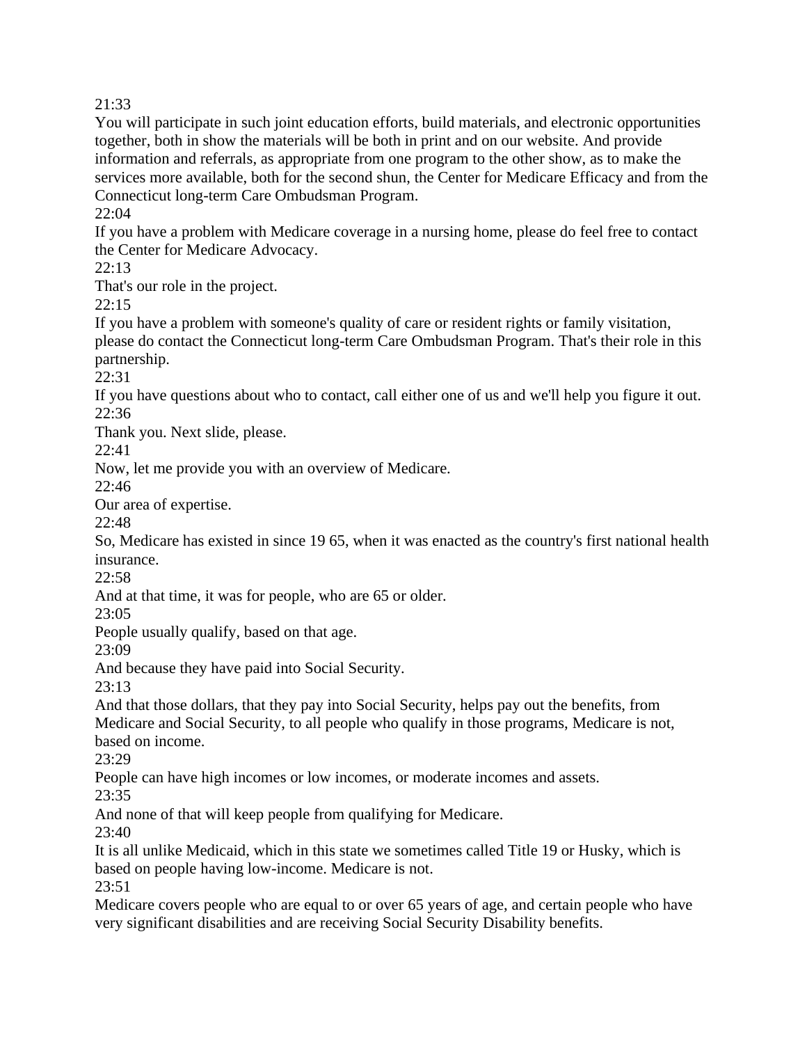21:33
You will participate in such joint education efforts, build materials, and electronic opportunities together, both in show the materials will be both in print and on our website. And provide information and referrals, as appropriate from one program to the other show, as to make the services more available, both for the second shun, the Center for Medicare Efficacy and from the Connecticut long-term Care Ombudsman Program.
22:04
If you have a problem with Medicare coverage in a nursing home, please do feel free to contact the Center for Medicare Advocacy.
22:13
That's our role in the project.
22:15
If you have a problem with someone's quality of care or resident rights or family visitation, please do contact the Connecticut long-term Care Ombudsman Program. That's their role in this partnership.
22:31
If you have questions about who to contact, call either one of us and we'll help you figure it out.
22:36
Thank you. Next slide, please.
22:41
Now, let me provide you with an overview of Medicare.
22:46
Our area of expertise.
22:48
So, Medicare has existed in since 19 65, when it was enacted as the country's first national health insurance.
22:58
And at that time, it was for people, who are 65 or older.
23:05
People usually qualify, based on that age.
23:09
And because they have paid into Social Security.
23:13
And that those dollars, that they pay into Social Security, helps pay out the benefits, from Medicare and Social Security, to all people who qualify in those programs, Medicare is not, based on income.
23:29
People can have high incomes or low incomes, or moderate incomes and assets.
23:35
And none of that will keep people from qualifying for Medicare.
23:40
It is all unlike Medicaid, which in this state we sometimes called Title 19 or Husky, which is based on people having low-income. Medicare is not.
23:51
Medicare covers people who are equal to or over 65 years of age, and certain people who have very significant disabilities and are receiving Social Security Disability benefits.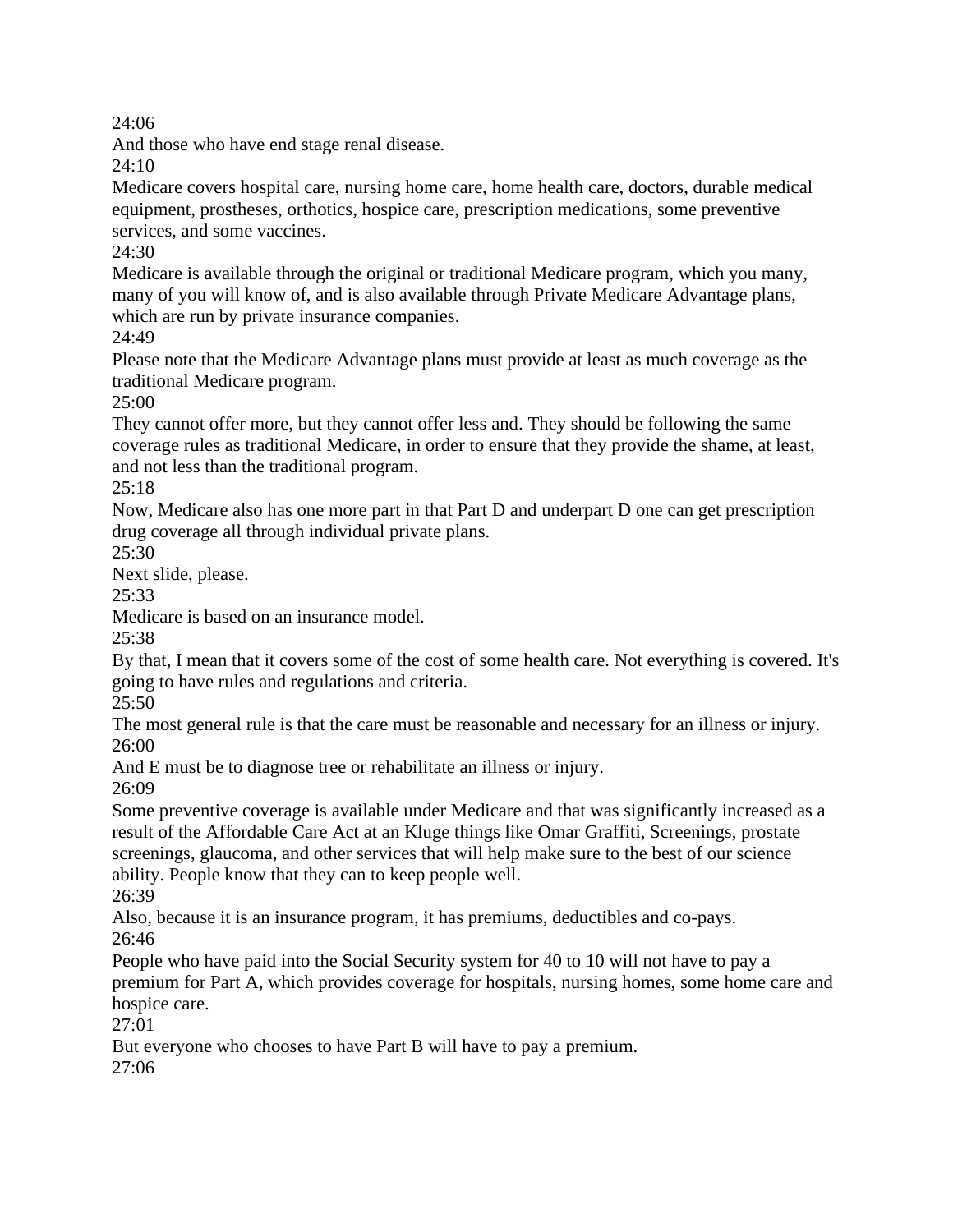24:06

And those who have end stage renal disease.

24:10

Medicare covers hospital care, nursing home care, home health care, doctors, durable medical equipment, prostheses, orthotics, hospice care, prescription medications, some preventive services, and some vaccines.

24:30

Medicare is available through the original or traditional Medicare program, which you many, many of you will know of, and is also available through Private Medicare Advantage plans, which are run by private insurance companies.

24:49

Please note that the Medicare Advantage plans must provide at least as much coverage as the traditional Medicare program.

25:00

They cannot offer more, but they cannot offer less and. They should be following the same coverage rules as traditional Medicare, in order to ensure that they provide the shame, at least, and not less than the traditional program.

25:18

Now, Medicare also has one more part in that Part D and underpart D one can get prescription drug coverage all through individual private plans.

25:30

Next slide, please.

25:33

Medicare is based on an insurance model.

25:38

By that, I mean that it covers some of the cost of some health care. Not everything is covered. It's going to have rules and regulations and criteria.

25:50

The most general rule is that the care must be reasonable and necessary for an illness or injury.

26:00

And E must be to diagnose tree or rehabilitate an illness or injury.

26:09

Some preventive coverage is available under Medicare and that was significantly increased as a result of the Affordable Care Act at an Kluge things like Omar Graffiti, Screenings, prostate screenings, glaucoma, and other services that will help make sure to the best of our science ability. People know that they can to keep people well.

26:39

Also, because it is an insurance program, it has premiums, deductibles and co-pays.

26:46

People who have paid into the Social Security system for 40 to 10 will not have to pay a premium for Part A, which provides coverage for hospitals, nursing homes, some home care and hospice care.

27:01

But everyone who chooses to have Part B will have to pay a premium.

27:06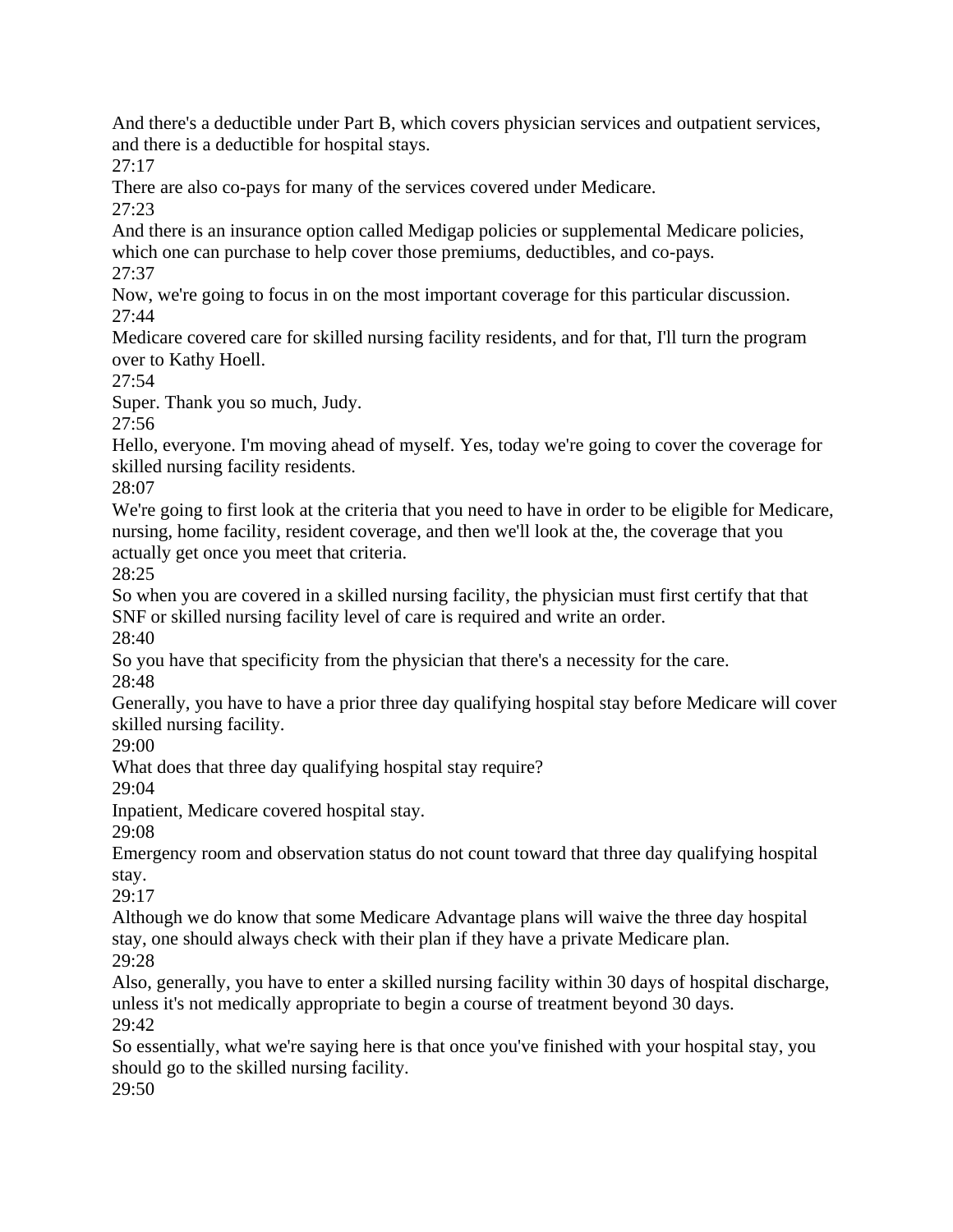And there's a deductible under Part B, which covers physician services and outpatient services, and there is a deductible for hospital stays.

27:17

There are also co-pays for many of the services covered under Medicare.

27:23

And there is an insurance option called Medigap policies or supplemental Medicare policies, which one can purchase to help cover those premiums, deductibles, and co-pays.

27:37

Now, we're going to focus in on the most important coverage for this particular discussion.

27:44

Medicare covered care for skilled nursing facility residents, and for that, I'll turn the program over to Kathy Hoell.

27:54

Super. Thank you so much, Judy.

27:56

Hello, everyone. I'm moving ahead of myself. Yes, today we're going to cover the coverage for skilled nursing facility residents.

28:07

We're going to first look at the criteria that you need to have in order to be eligible for Medicare, nursing, home facility, resident coverage, and then we'll look at the, the coverage that you actually get once you meet that criteria.

28:25

So when you are covered in a skilled nursing facility, the physician must first certify that that SNF or skilled nursing facility level of care is required and write an order.

28:40

So you have that specificity from the physician that there's a necessity for the care.

28:48

Generally, you have to have a prior three day qualifying hospital stay before Medicare will cover skilled nursing facility.

29:00

What does that three day qualifying hospital stay require?

29:04

Inpatient, Medicare covered hospital stay.

29:08

Emergency room and observation status do not count toward that three day qualifying hospital stay.

29:17

Although we do know that some Medicare Advantage plans will waive the three day hospital stay, one should always check with their plan if they have a private Medicare plan.

29:28

Also, generally, you have to enter a skilled nursing facility within 30 days of hospital discharge, unless it's not medically appropriate to begin a course of treatment beyond 30 days.

29:42

So essentially, what we're saying here is that once you've finished with your hospital stay, you should go to the skilled nursing facility.

29:50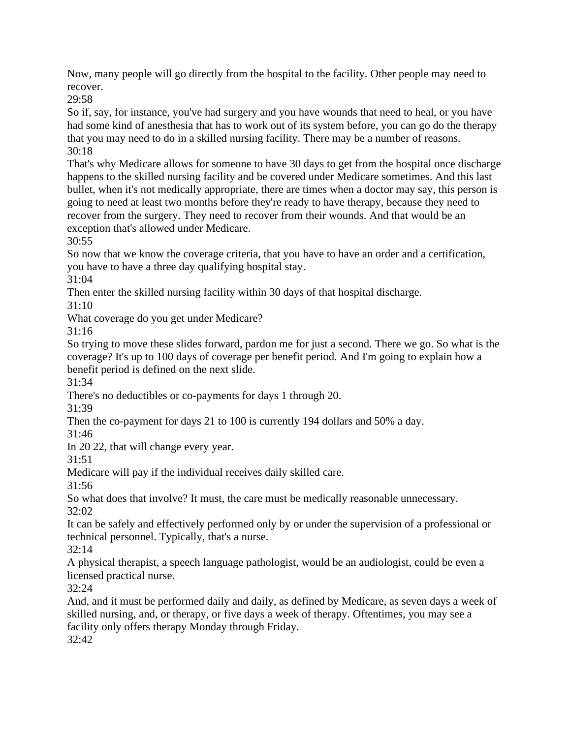Now, many people will go directly from the hospital to the facility. Other people may need to recover.

29:58

So if, say, for instance, you've had surgery and you have wounds that need to heal, or you have had some kind of anesthesia that has to work out of its system before, you can go do the therapy that you may need to do in a skilled nursing facility. There may be a number of reasons.

30:18

That's why Medicare allows for someone to have 30 days to get from the hospital once discharge happens to the skilled nursing facility and be covered under Medicare sometimes. And this last bullet, when it's not medically appropriate, there are times when a doctor may say, this person is going to need at least two months before they're ready to have therapy, because they need to recover from the surgery. They need to recover from their wounds. And that would be an exception that's allowed under Medicare.

30:55

So now that we know the coverage criteria, that you have to have an order and a certification, you have to have a three day qualifying hospital stay.

31:04

Then enter the skilled nursing facility within 30 days of that hospital discharge.

31:10

What coverage do you get under Medicare?

31:16

So trying to move these slides forward, pardon me for just a second. There we go. So what is the coverage? It's up to 100 days of coverage per benefit period. And I'm going to explain how a benefit period is defined on the next slide.

31:34

There's no deductibles or co-payments for days 1 through 20.

31:39

Then the co-payment for days 21 to 100 is currently 194 dollars and 50% a day.

31:46

In 20 22, that will change every year.

31:51

Medicare will pay if the individual receives daily skilled care.

31:56

So what does that involve? It must, the care must be medically reasonable unnecessary.

32:02

It can be safely and effectively performed only by or under the supervision of a professional or technical personnel. Typically, that's a nurse.

32:14

A physical therapist, a speech language pathologist, would be an audiologist, could be even a licensed practical nurse.

32:24

And, and it must be performed daily and daily, as defined by Medicare, as seven days a week of skilled nursing, and, or therapy, or five days a week of therapy. Oftentimes, you may see a facility only offers therapy Monday through Friday.

32:42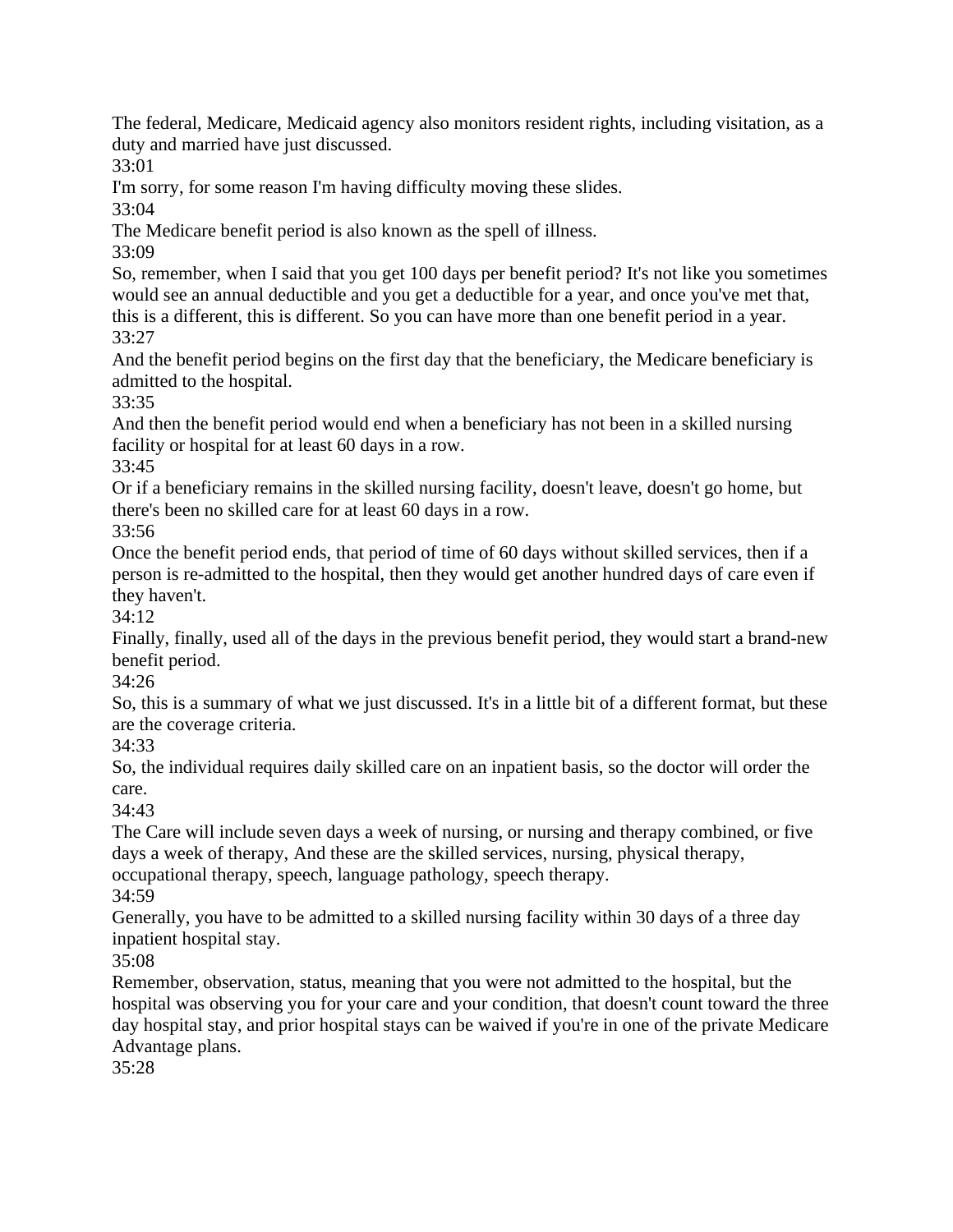The federal, Medicare, Medicaid agency also monitors resident rights, including visitation, as a duty and married have just discussed.

33:01

I'm sorry, for some reason I'm having difficulty moving these slides.

33:04

The Medicare benefit period is also known as the spell of illness.

33:09

So, remember, when I said that you get 100 days per benefit period? It's not like you sometimes would see an annual deductible and you get a deductible for a year, and once you've met that, this is a different, this is different. So you can have more than one benefit period in a year.

33:27

And the benefit period begins on the first day that the beneficiary, the Medicare beneficiary is admitted to the hospital.

33:35

And then the benefit period would end when a beneficiary has not been in a skilled nursing facility or hospital for at least 60 days in a row.

33:45

Or if a beneficiary remains in the skilled nursing facility, doesn't leave, doesn't go home, but there's been no skilled care for at least 60 days in a row.

33:56

Once the benefit period ends, that period of time of 60 days without skilled services, then if a person is re-admitted to the hospital, then they would get another hundred days of care even if they haven't.

34:12

Finally, finally, used all of the days in the previous benefit period, they would start a brand-new benefit period.

34:26

So, this is a summary of what we just discussed. It's in a little bit of a different format, but these are the coverage criteria.

34:33

So, the individual requires daily skilled care on an inpatient basis, so the doctor will order the care.

34:43

The Care will include seven days a week of nursing, or nursing and therapy combined, or five days a week of therapy, And these are the skilled services, nursing, physical therapy, occupational therapy, speech, language pathology, speech therapy.

34:59

Generally, you have to be admitted to a skilled nursing facility within 30 days of a three day inpatient hospital stay.

35:08

Remember, observation, status, meaning that you were not admitted to the hospital, but the hospital was observing you for your care and your condition, that doesn't count toward the three day hospital stay, and prior hospital stays can be waived if you're in one of the private Medicare Advantage plans.

35:28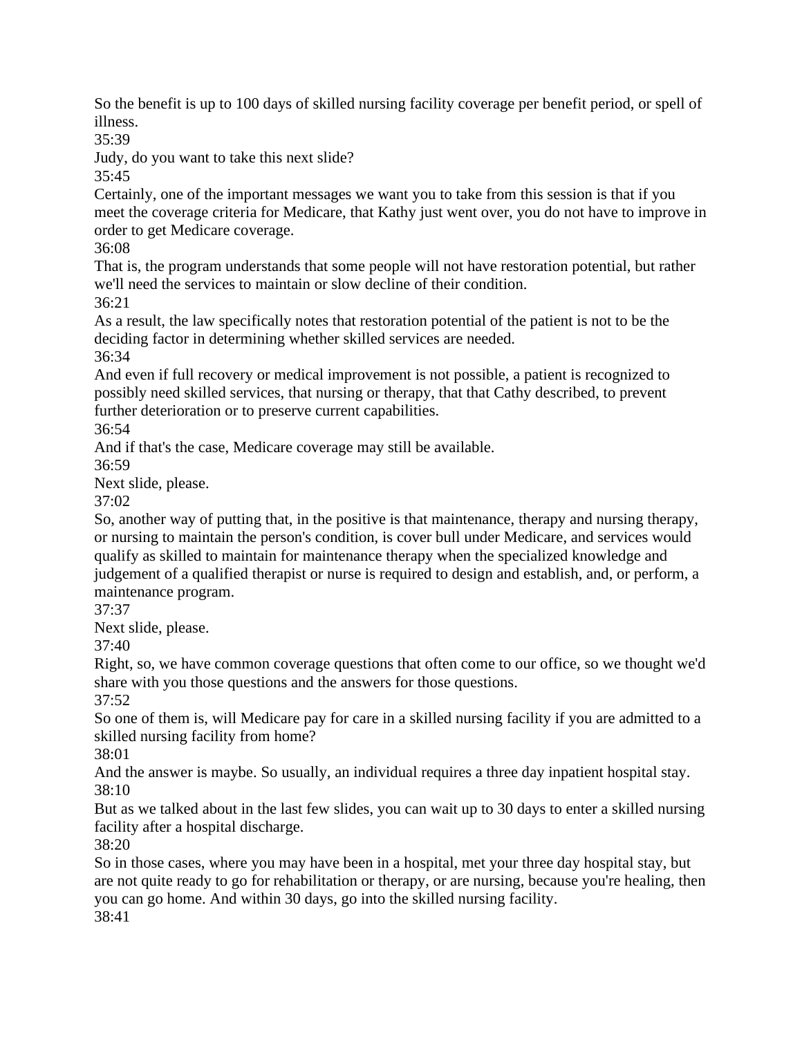So the benefit is up to 100 days of skilled nursing facility coverage per benefit period, or spell of illness.

35:39

Judy, do you want to take this next slide?

35:45

Certainly, one of the important messages we want you to take from this session is that if you meet the coverage criteria for Medicare, that Kathy just went over, you do not have to improve in order to get Medicare coverage.

36:08

That is, the program understands that some people will not have restoration potential, but rather we'll need the services to maintain or slow decline of their condition.

36:21

As a result, the law specifically notes that restoration potential of the patient is not to be the deciding factor in determining whether skilled services are needed.

36:34

And even if full recovery or medical improvement is not possible, a patient is recognized to possibly need skilled services, that nursing or therapy, that that Cathy described, to prevent further deterioration or to preserve current capabilities.

36:54

And if that's the case, Medicare coverage may still be available.

36:59

Next slide, please.

37:02

So, another way of putting that, in the positive is that maintenance, therapy and nursing therapy, or nursing to maintain the person's condition, is cover bull under Medicare, and services would qualify as skilled to maintain for maintenance therapy when the specialized knowledge and judgement of a qualified therapist or nurse is required to design and establish, and, or perform, a maintenance program.

37:37

Next slide, please.

37:40

Right, so, we have common coverage questions that often come to our office, so we thought we'd share with you those questions and the answers for those questions.

37:52

So one of them is, will Medicare pay for care in a skilled nursing facility if you are admitted to a skilled nursing facility from home?

38:01

And the answer is maybe. So usually, an individual requires a three day inpatient hospital stay.

38:10

But as we talked about in the last few slides, you can wait up to 30 days to enter a skilled nursing facility after a hospital discharge.

38:20

So in those cases, where you may have been in a hospital, met your three day hospital stay, but are not quite ready to go for rehabilitation or therapy, or are nursing, because you're healing, then you can go home. And within 30 days, go into the skilled nursing facility.

38:41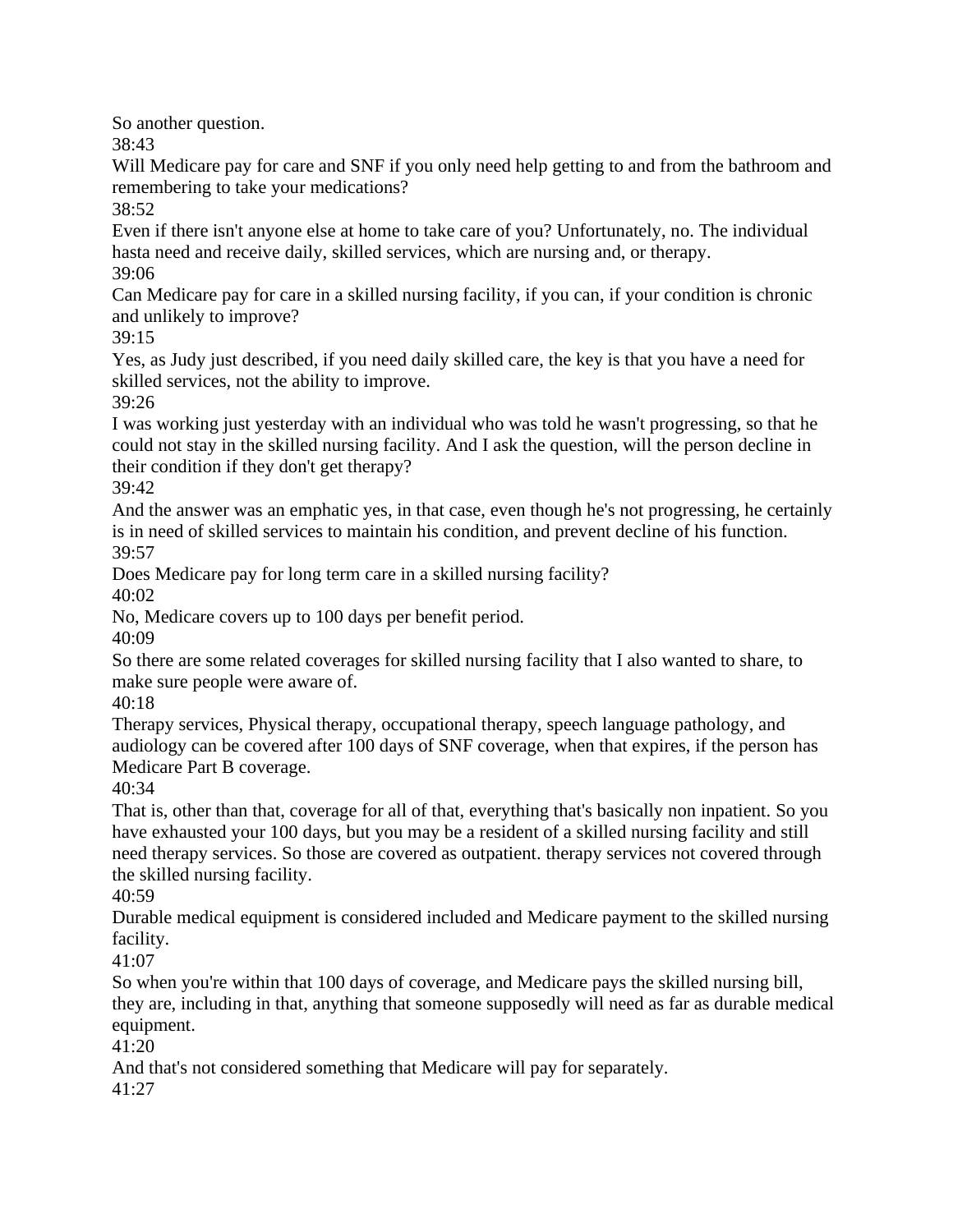So another question.

38:43

Will Medicare pay for care and SNF if you only need help getting to and from the bathroom and remembering to take your medications?

38:52

Even if there isn't anyone else at home to take care of you? Unfortunately, no. The individual hasta need and receive daily, skilled services, which are nursing and, or therapy.

39:06

Can Medicare pay for care in a skilled nursing facility, if you can, if your condition is chronic and unlikely to improve?

39:15

Yes, as Judy just described, if you need daily skilled care, the key is that you have a need for skilled services, not the ability to improve.

39:26

I was working just yesterday with an individual who was told he wasn't progressing, so that he could not stay in the skilled nursing facility. And I ask the question, will the person decline in their condition if they don't get therapy?

39:42

And the answer was an emphatic yes, in that case, even though he's not progressing, he certainly is in need of skilled services to maintain his condition, and prevent decline of his function.

39:57

Does Medicare pay for long term care in a skilled nursing facility?

40:02

No, Medicare covers up to 100 days per benefit period.

40:09

So there are some related coverages for skilled nursing facility that I also wanted to share, to make sure people were aware of.

40:18

Therapy services, Physical therapy, occupational therapy, speech language pathology, and audiology can be covered after 100 days of SNF coverage, when that expires, if the person has Medicare Part B coverage.

40:34

That is, other than that, coverage for all of that, everything that's basically non inpatient. So you have exhausted your 100 days, but you may be a resident of a skilled nursing facility and still need therapy services. So those are covered as outpatient. therapy services not covered through the skilled nursing facility.

40:59

Durable medical equipment is considered included and Medicare payment to the skilled nursing facility.

41:07

So when you're within that 100 days of coverage, and Medicare pays the skilled nursing bill, they are, including in that, anything that someone supposedly will need as far as durable medical equipment.

41:20

And that's not considered something that Medicare will pay for separately.

41:27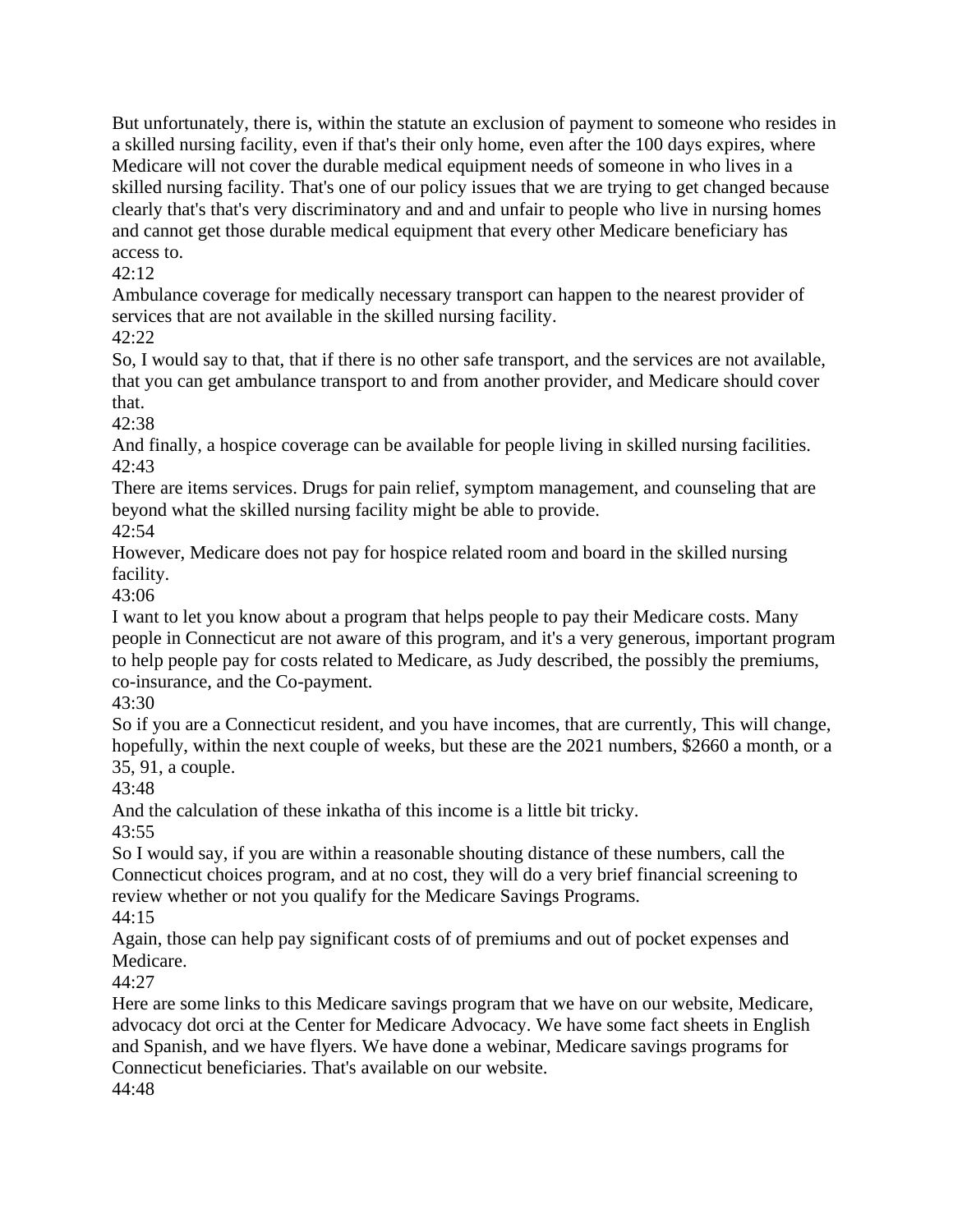But unfortunately, there is, within the statute an exclusion of payment to someone who resides in a skilled nursing facility, even if that's their only home, even after the 100 days expires, where Medicare will not cover the durable medical equipment needs of someone in who lives in a skilled nursing facility. That's one of our policy issues that we are trying to get changed because clearly that's that's very discriminatory and and and unfair to people who live in nursing homes and cannot get those durable medical equipment that every other Medicare beneficiary has access to.

42:12

Ambulance coverage for medically necessary transport can happen to the nearest provider of services that are not available in the skilled nursing facility.

42:22

So, I would say to that, that if there is no other safe transport, and the services are not available, that you can get ambulance transport to and from another provider, and Medicare should cover that.

42:38

And finally, a hospice coverage can be available for people living in skilled nursing facilities.

42:43

There are items services. Drugs for pain relief, symptom management, and counseling that are beyond what the skilled nursing facility might be able to provide.

42:54

However, Medicare does not pay for hospice related room and board in the skilled nursing facility.

43:06

I want to let you know about a program that helps people to pay their Medicare costs. Many people in Connecticut are not aware of this program, and it's a very generous, important program to help people pay for costs related to Medicare, as Judy described, the possibly the premiums, co-insurance, and the Co-payment.

43:30

So if you are a Connecticut resident, and you have incomes, that are currently, This will change, hopefully, within the next couple of weeks, but these are the 2021 numbers, $2660 a month, or a 35, 91, a couple.

43:48

And the calculation of these inkatha of this income is a little bit tricky.

43:55

So I would say, if you are within a reasonable shouting distance of these numbers, call the Connecticut choices program, and at no cost, they will do a very brief financial screening to review whether or not you qualify for the Medicare Savings Programs.

44:15

Again, those can help pay significant costs of of premiums and out of pocket expenses and Medicare.

44:27

Here are some links to this Medicare savings program that we have on our website, Medicare, advocacy dot orci at the Center for Medicare Advocacy. We have some fact sheets in English and Spanish, and we have flyers. We have done a webinar, Medicare savings programs for Connecticut beneficiaries. That's available on our website.

44:48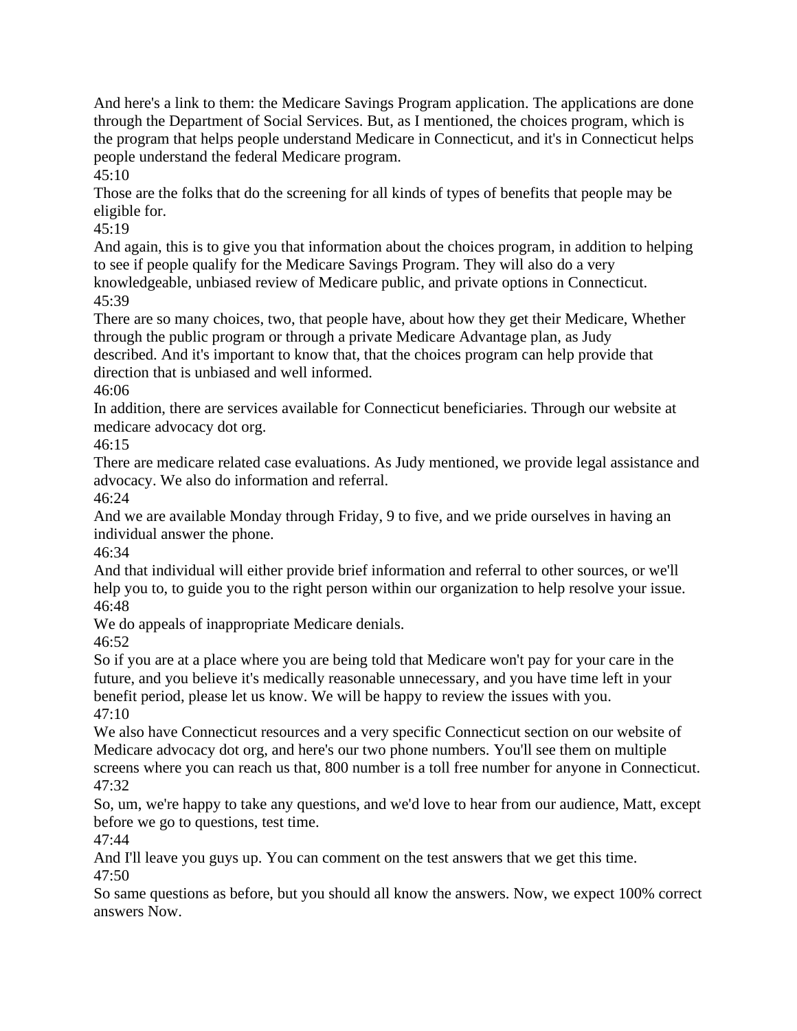And here's a link to them: the Medicare Savings Program application. The applications are done through the Department of Social Services. But, as I mentioned, the choices program, which is the program that helps people understand Medicare in Connecticut, and it's in Connecticut helps people understand the federal Medicare program.

45:10

Those are the folks that do the screening for all kinds of types of benefits that people may be eligible for.

45:19

And again, this is to give you that information about the choices program, in addition to helping to see if people qualify for the Medicare Savings Program. They will also do a very knowledgeable, unbiased review of Medicare public, and private options in Connecticut.

45:39

There are so many choices, two, that people have, about how they get their Medicare, Whether through the public program or through a private Medicare Advantage plan, as Judy described. And it's important to know that, that the choices program can help provide that direction that is unbiased and well informed.

46:06

In addition, there are services available for Connecticut beneficiaries. Through our website at medicare advocacy dot org.

46:15

There are medicare related case evaluations. As Judy mentioned, we provide legal assistance and advocacy. We also do information and referral.

46:24

And we are available Monday through Friday, 9 to five, and we pride ourselves in having an individual answer the phone.

46:34

And that individual will either provide brief information and referral to other sources, or we'll help you to, to guide you to the right person within our organization to help resolve your issue.

46:48

We do appeals of inappropriate Medicare denials.

46:52

So if you are at a place where you are being told that Medicare won't pay for your care in the future, and you believe it's medically reasonable unnecessary, and you have time left in your benefit period, please let us know. We will be happy to review the issues with you.

47:10

We also have Connecticut resources and a very specific Connecticut section on our website of Medicare advocacy dot org, and here's our two phone numbers. You'll see them on multiple screens where you can reach us that, 800 number is a toll free number for anyone in Connecticut.

47:32

So, um, we're happy to take any questions, and we'd love to hear from our audience, Matt, except before we go to questions, test time.

47:44

And I'll leave you guys up. You can comment on the test answers that we get this time.

47:50

So same questions as before, but you should all know the answers. Now, we expect 100% correct answers Now.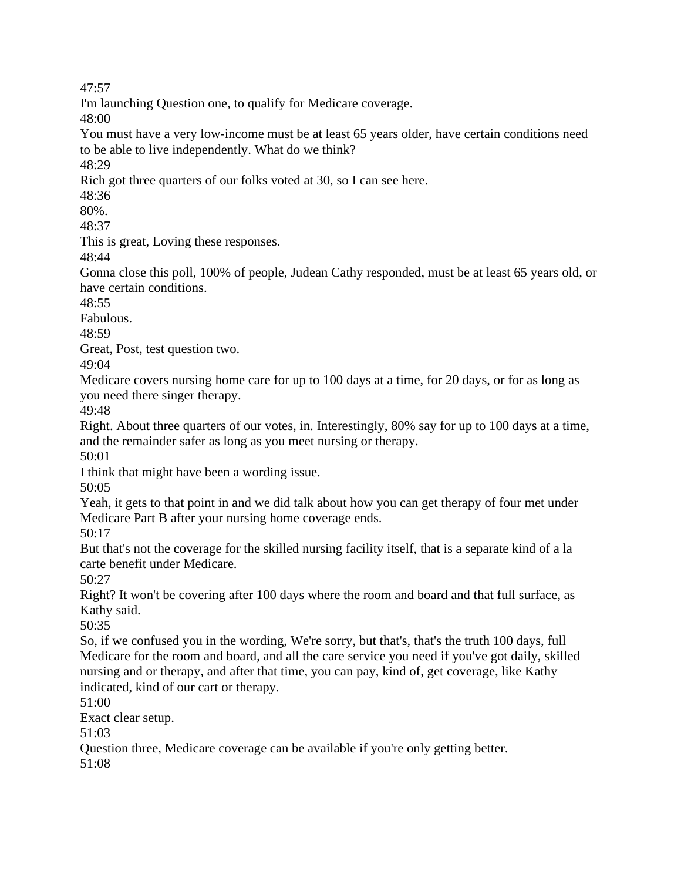47:57
I'm launching Question one, to qualify for Medicare coverage.
48:00
You must have a very low-income must be at least 65 years older, have certain conditions need to be able to live independently. What do we think?
48:29
Rich got three quarters of our folks voted at 30, so I can see here.
48:36
80%.
48:37
This is great, Loving these responses.
48:44
Gonna close this poll, 100% of people, Judean Cathy responded, must be at least 65 years old, or have certain conditions.
48:55
Fabulous.
48:59
Great, Post, test question two.
49:04
Medicare covers nursing home care for up to 100 days at a time, for 20 days, or for as long as you need there singer therapy.
49:48
Right. About three quarters of our votes, in. Interestingly, 80% say for up to 100 days at a time, and the remainder safer as long as you meet nursing or therapy.
50:01
I think that might have been a wording issue.
50:05
Yeah, it gets to that point in and we did talk about how you can get therapy of four met under Medicare Part B after your nursing home coverage ends.
50:17
But that's not the coverage for the skilled nursing facility itself, that is a separate kind of a la carte benefit under Medicare.
50:27
Right? It won't be covering after 100 days where the room and board and that full surface, as Kathy said.
50:35
So, if we confused you in the wording, We're sorry, but that's, that's the truth 100 days, full Medicare for the room and board, and all the care service you need if you've got daily, skilled nursing and or therapy, and after that time, you can pay, kind of, get coverage, like Kathy indicated, kind of our cart or therapy.
51:00
Exact clear setup.
51:03
Question three, Medicare coverage can be available if you're only getting better.
51:08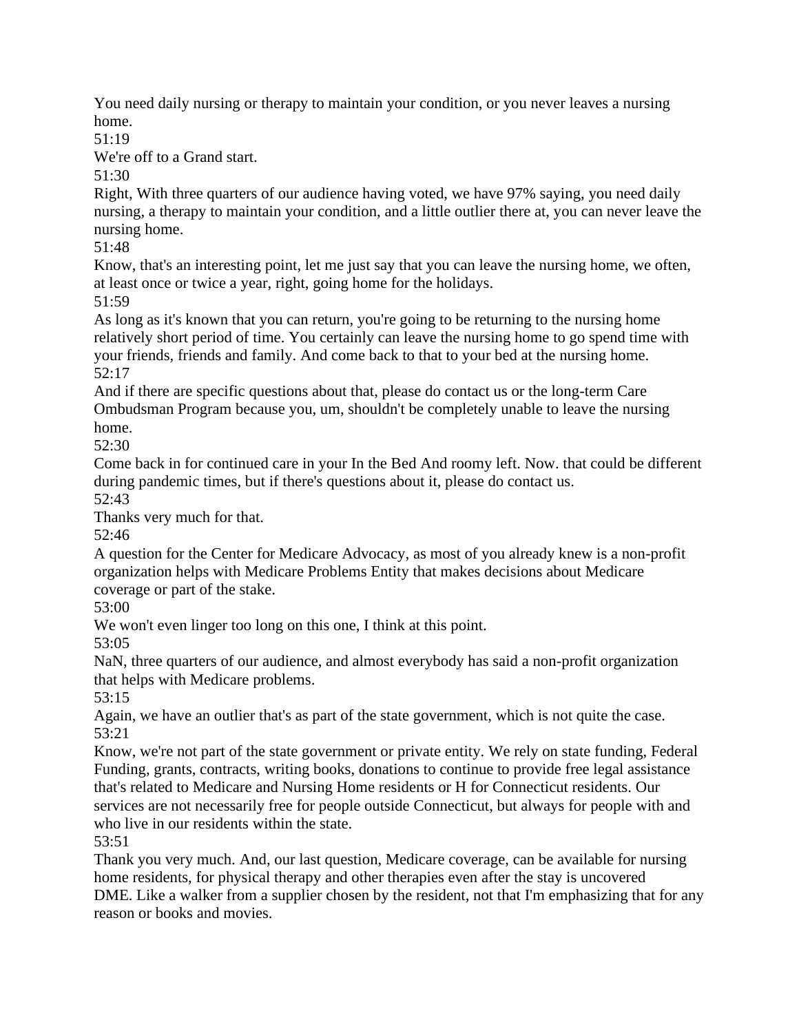You need daily nursing or therapy to maintain your condition, or you never leaves a nursing home.

51:19

We're off to a Grand start.

51:30

Right, With three quarters of our audience having voted, we have 97% saying, you need daily nursing, a therapy to maintain your condition, and a little outlier there at, you can never leave the nursing home.

51:48

Know, that's an interesting point, let me just say that you can leave the nursing home, we often, at least once or twice a year, right, going home for the holidays.

51:59

As long as it's known that you can return, you're going to be returning to the nursing home relatively short period of time. You certainly can leave the nursing home to go spend time with your friends, friends and family. And come back to that to your bed at the nursing home.

52:17

And if there are specific questions about that, please do contact us or the long-term Care Ombudsman Program because you, um, shouldn't be completely unable to leave the nursing home.

52:30

Come back in for continued care in your In the Bed And roomy left. Now. that could be different during pandemic times, but if there's questions about it, please do contact us.

52:43

Thanks very much for that.

52:46

A question for the Center for Medicare Advocacy, as most of you already knew is a non-profit organization helps with Medicare Problems Entity that makes decisions about Medicare coverage or part of the stake.

53:00

We won't even linger too long on this one, I think at this point.

53:05

NaN, three quarters of our audience, and almost everybody has said a non-profit organization that helps with Medicare problems.

53:15

Again, we have an outlier that's as part of the state government, which is not quite the case.

53:21

Know, we're not part of the state government or private entity. We rely on state funding, Federal Funding, grants, contracts, writing books, donations to continue to provide free legal assistance that's related to Medicare and Nursing Home residents or H for Connecticut residents. Our services are not necessarily free for people outside Connecticut, but always for people with and who live in our residents within the state.

53:51

Thank you very much. And, our last question, Medicare coverage, can be available for nursing home residents, for physical therapy and other therapies even after the stay is uncovered DME. Like a walker from a supplier chosen by the resident, not that I'm emphasizing that for any reason or books and movies.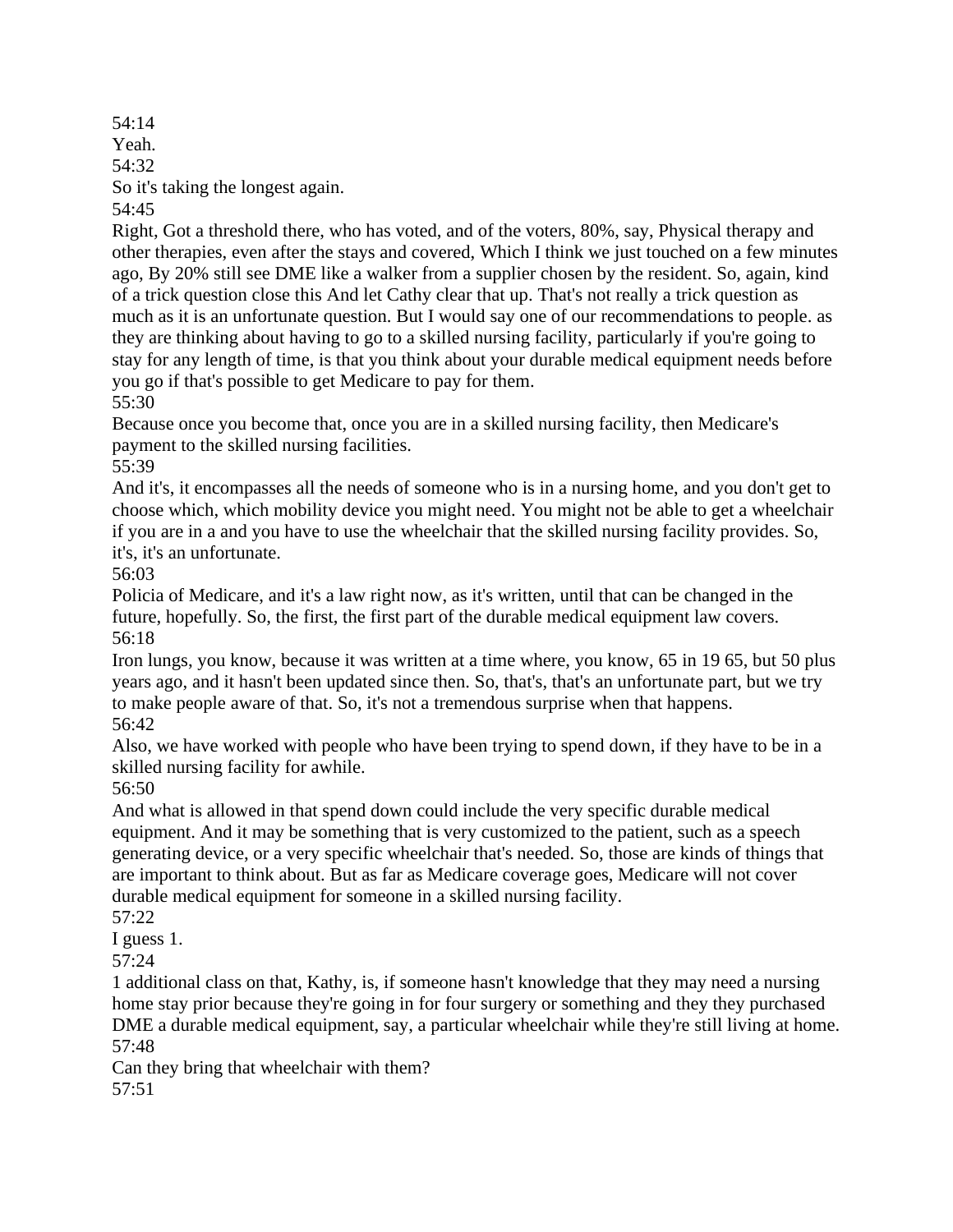54:14

Yeah.

54:32

So it's taking the longest again.

54:45

Right, Got a threshold there, who has voted, and of the voters, 80%, say, Physical therapy and other therapies, even after the stays and covered, Which I think we just touched on a few minutes ago, By 20% still see DME like a walker from a supplier chosen by the resident. So, again, kind of a trick question close this And let Cathy clear that up. That's not really a trick question as much as it is an unfortunate question. But I would say one of our recommendations to people. as they are thinking about having to go to a skilled nursing facility, particularly if you're going to stay for any length of time, is that you think about your durable medical equipment needs before you go if that's possible to get Medicare to pay for them.

55:30

Because once you become that, once you are in a skilled nursing facility, then Medicare's payment to the skilled nursing facilities.

55:39

And it's, it encompasses all the needs of someone who is in a nursing home, and you don't get to choose which, which mobility device you might need. You might not be able to get a wheelchair if you are in a and you have to use the wheelchair that the skilled nursing facility provides. So, it's, it's an unfortunate.

56:03

Policia of Medicare, and it's a law right now, as it's written, until that can be changed in the future, hopefully. So, the first, the first part of the durable medical equipment law covers.

56:18

Iron lungs, you know, because it was written at a time where, you know, 65 in 19 65, but 50 plus years ago, and it hasn't been updated since then. So, that's, that's an unfortunate part, but we try to make people aware of that. So, it's not a tremendous surprise when that happens.

56:42

Also, we have worked with people who have been trying to spend down, if they have to be in a skilled nursing facility for awhile.

56:50

And what is allowed in that spend down could include the very specific durable medical equipment. And it may be something that is very customized to the patient, such as a speech generating device, or a very specific wheelchair that's needed. So, those are kinds of things that are important to think about. But as far as Medicare coverage goes, Medicare will not cover durable medical equipment for someone in a skilled nursing facility.

57:22

I guess 1.

57:24

1 additional class on that, Kathy, is, if someone hasn't knowledge that they may need a nursing home stay prior because they're going in for four surgery or something and they they purchased DME a durable medical equipment, say, a particular wheelchair while they're still living at home.

57:48

Can they bring that wheelchair with them?

57:51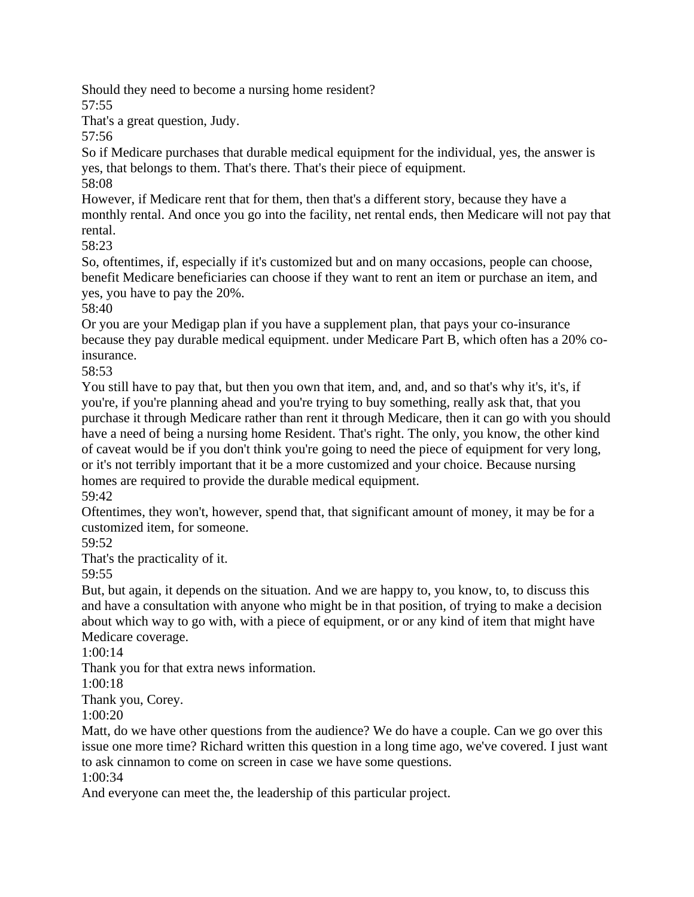Should they need to become a nursing home resident?

57:55

That's a great question, Judy.

57:56

So if Medicare purchases that durable medical equipment for the individual, yes, the answer is yes, that belongs to them. That's there. That's their piece of equipment.

58:08

However, if Medicare rent that for them, then that's a different story, because they have a monthly rental. And once you go into the facility, net rental ends, then Medicare will not pay that rental.

58:23

So, oftentimes, if, especially if it's customized but and on many occasions, people can choose, benefit Medicare beneficiaries can choose if they want to rent an item or purchase an item, and yes, you have to pay the 20%.

58:40

Or you are your Medigap plan if you have a supplement plan, that pays your co-insurance because they pay durable medical equipment. under Medicare Part B, which often has a 20% co-insurance.

58:53

You still have to pay that, but then you own that item, and, and, and so that's why it's, it's, if you're, if you're planning ahead and you're trying to buy something, really ask that, that you purchase it through Medicare rather than rent it through Medicare, then it can go with you should have a need of being a nursing home Resident. That's right. The only, you know, the other kind of caveat would be if you don't think you're going to need the piece of equipment for very long, or it's not terribly important that it be a more customized and your choice. Because nursing homes are required to provide the durable medical equipment.

59:42

Oftentimes, they won't, however, spend that, that significant amount of money, it may be for a customized item, for someone.

59:52

That's the practicality of it.

59:55

But, but again, it depends on the situation. And we are happy to, you know, to, to discuss this and have a consultation with anyone who might be in that position, of trying to make a decision about which way to go with, with a piece of equipment, or or any kind of item that might have Medicare coverage.

1:00:14

Thank you for that extra news information.

1:00:18

Thank you, Corey.

1:00:20

Matt, do we have other questions from the audience? We do have a couple. Can we go over this issue one more time? Richard written this question in a long time ago, we've covered. I just want to ask cinnamon to come on screen in case we have some questions.

1:00:34

And everyone can meet the, the leadership of this particular project.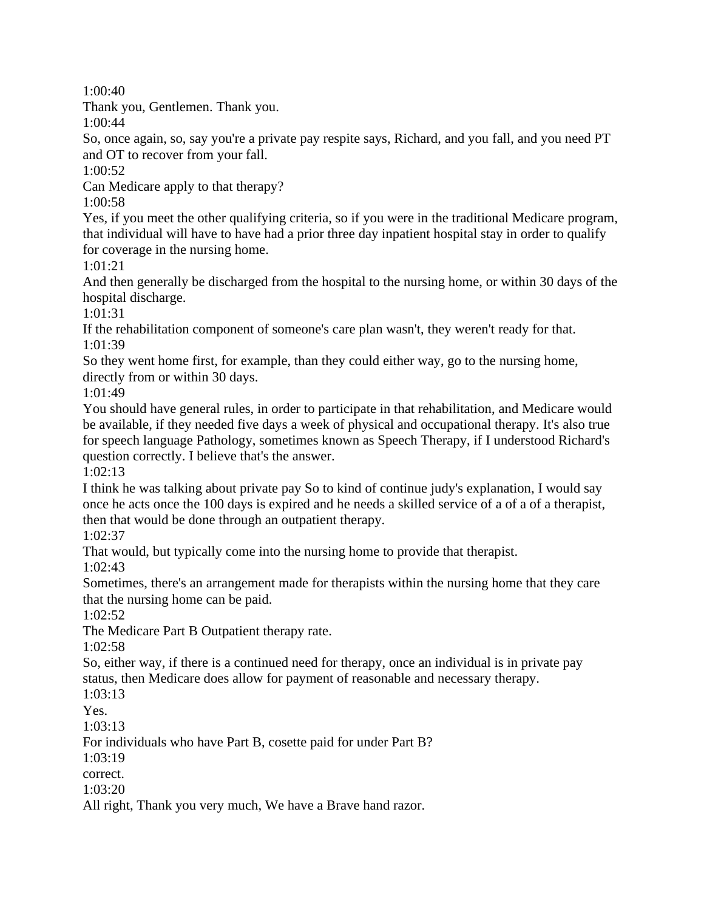1:00:40
Thank you, Gentlemen. Thank you.
1:00:44
So, once again, so, say you're a private pay respite says, Richard, and you fall, and you need PT and OT to recover from your fall.
1:00:52
Can Medicare apply to that therapy?
1:00:58
Yes, if you meet the other qualifying criteria, so if you were in the traditional Medicare program, that individual will have to have had a prior three day inpatient hospital stay in order to qualify for coverage in the nursing home.
1:01:21
And then generally be discharged from the hospital to the nursing home, or within 30 days of the hospital discharge.
1:01:31
If the rehabilitation component of someone's care plan wasn't, they weren't ready for that.
1:01:39
So they went home first, for example, than they could either way, go to the nursing home, directly from or within 30 days.
1:01:49
You should have general rules, in order to participate in that rehabilitation, and Medicare would be available, if they needed five days a week of physical and occupational therapy. It's also true for speech language Pathology, sometimes known as Speech Therapy, if I understood Richard's question correctly. I believe that's the answer.
1:02:13
I think he was talking about private pay So to kind of continue judy's explanation, I would say once he acts once the 100 days is expired and he needs a skilled service of a of a of a therapist, then that would be done through an outpatient therapy.
1:02:37
That would, but typically come into the nursing home to provide that therapist.
1:02:43
Sometimes, there's an arrangement made for therapists within the nursing home that they care that the nursing home can be paid.
1:02:52
The Medicare Part B Outpatient therapy rate.
1:02:58
So, either way, if there is a continued need for therapy, once an individual is in private pay status, then Medicare does allow for payment of reasonable and necessary therapy.
1:03:13
Yes.
1:03:13
For individuals who have Part B, cosette paid for under Part B?
1:03:19
correct.
1:03:20
All right, Thank you very much, We have a Brave hand razor.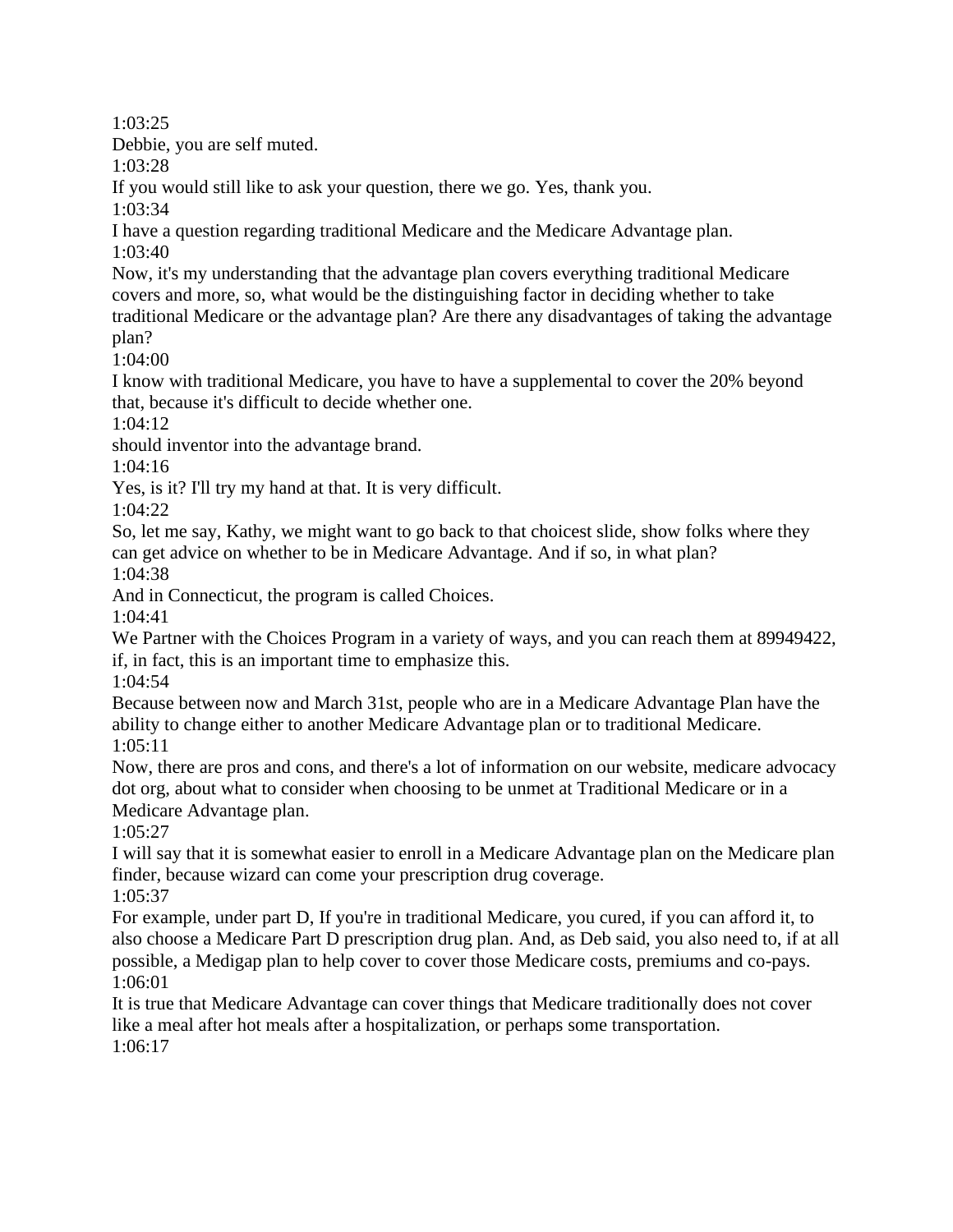1:03:25

Debbie, you are self muted.

1:03:28

If you would still like to ask your question, there we go. Yes, thank you.

1:03:34

I have a question regarding traditional Medicare and the Medicare Advantage plan.

1:03:40

Now, it's my understanding that the advantage plan covers everything traditional Medicare covers and more, so, what would be the distinguishing factor in deciding whether to take traditional Medicare or the advantage plan? Are there any disadvantages of taking the advantage plan?

1:04:00

I know with traditional Medicare, you have to have a supplemental to cover the 20% beyond that, because it's difficult to decide whether one.

1:04:12

should inventor into the advantage brand.

1:04:16

Yes, is it? I'll try my hand at that. It is very difficult.

1:04:22

So, let me say, Kathy, we might want to go back to that choicest slide, show folks where they can get advice on whether to be in Medicare Advantage. And if so, in what plan?

1:04:38

And in Connecticut, the program is called Choices.

1:04:41

We Partner with the Choices Program in a variety of ways, and you can reach them at 89949422, if, in fact, this is an important time to emphasize this.

1:04:54

Because between now and March 31st, people who are in a Medicare Advantage Plan have the ability to change either to another Medicare Advantage plan or to traditional Medicare.

1:05:11

Now, there are pros and cons, and there's a lot of information on our website, medicare advocacy dot org, about what to consider when choosing to be unmet at Traditional Medicare or in a Medicare Advantage plan.

1:05:27

I will say that it is somewhat easier to enroll in a Medicare Advantage plan on the Medicare plan finder, because wizard can come your prescription drug coverage.

1:05:37

For example, under part D, If you're in traditional Medicare, you cured, if you can afford it, to also choose a Medicare Part D prescription drug plan. And, as Deb said, you also need to, if at all possible, a Medigap plan to help cover to cover those Medicare costs, premiums and co-pays.

1:06:01

It is true that Medicare Advantage can cover things that Medicare traditionally does not cover like a meal after hot meals after a hospitalization, or perhaps some transportation.

1:06:17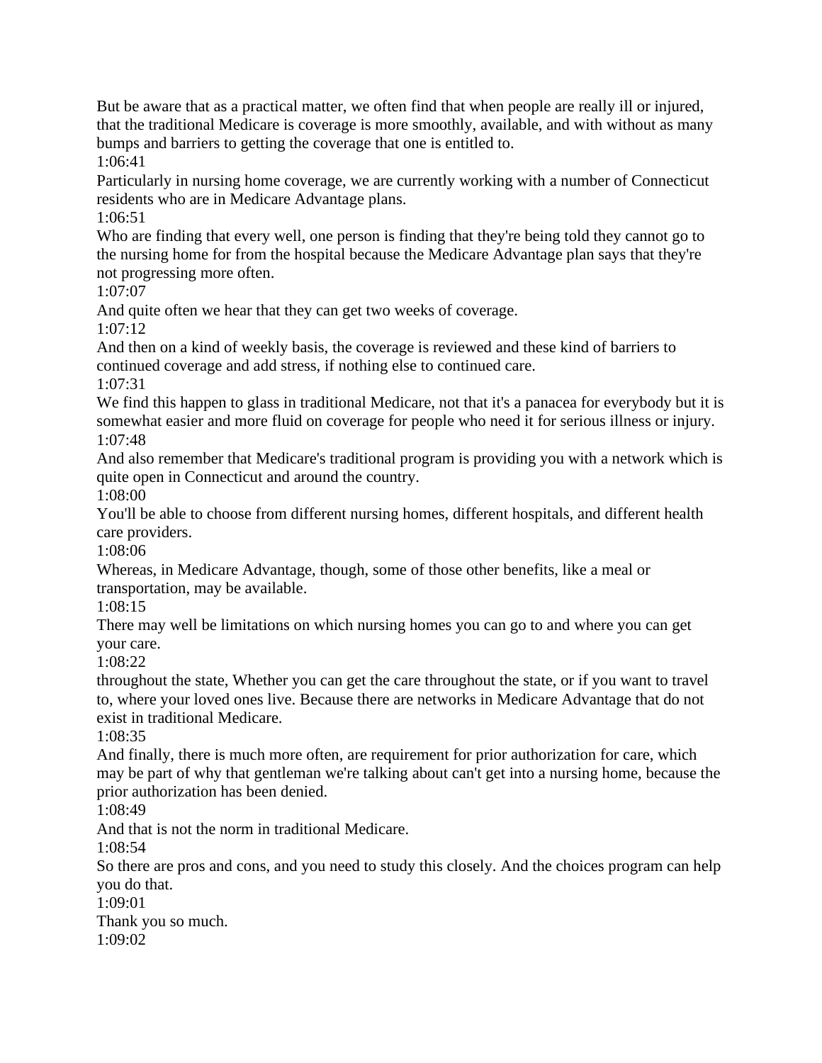But be aware that as a practical matter, we often find that when people are really ill or injured, that the traditional Medicare is coverage is more smoothly, available, and with without as many bumps and barriers to getting the coverage that one is entitled to.
1:06:41
Particularly in nursing home coverage, we are currently working with a number of Connecticut residents who are in Medicare Advantage plans.
1:06:51
Who are finding that every well, one person is finding that they're being told they cannot go to the nursing home for from the hospital because the Medicare Advantage plan says that they're not progressing more often.
1:07:07
And quite often we hear that they can get two weeks of coverage.
1:07:12
And then on a kind of weekly basis, the coverage is reviewed and these kind of barriers to continued coverage and add stress, if nothing else to continued care.
1:07:31
We find this happen to glass in traditional Medicare, not that it's a panacea for everybody but it is somewhat easier and more fluid on coverage for people who need it for serious illness or injury.
1:07:48
And also remember that Medicare's traditional program is providing you with a network which is quite open in Connecticut and around the country.
1:08:00
You'll be able to choose from different nursing homes, different hospitals, and different health care providers.
1:08:06
Whereas, in Medicare Advantage, though, some of those other benefits, like a meal or transportation, may be available.
1:08:15
There may well be limitations on which nursing homes you can go to and where you can get your care.
1:08:22
throughout the state, Whether you can get the care throughout the state, or if you want to travel to, where your loved ones live. Because there are networks in Medicare Advantage that do not exist in traditional Medicare.
1:08:35
And finally, there is much more often, are requirement for prior authorization for care, which may be part of why that gentleman we're talking about can't get into a nursing home, because the prior authorization has been denied.
1:08:49
And that is not the norm in traditional Medicare.
1:08:54
So there are pros and cons, and you need to study this closely. And the choices program can help you do that.
1:09:01
Thank you so much.
1:09:02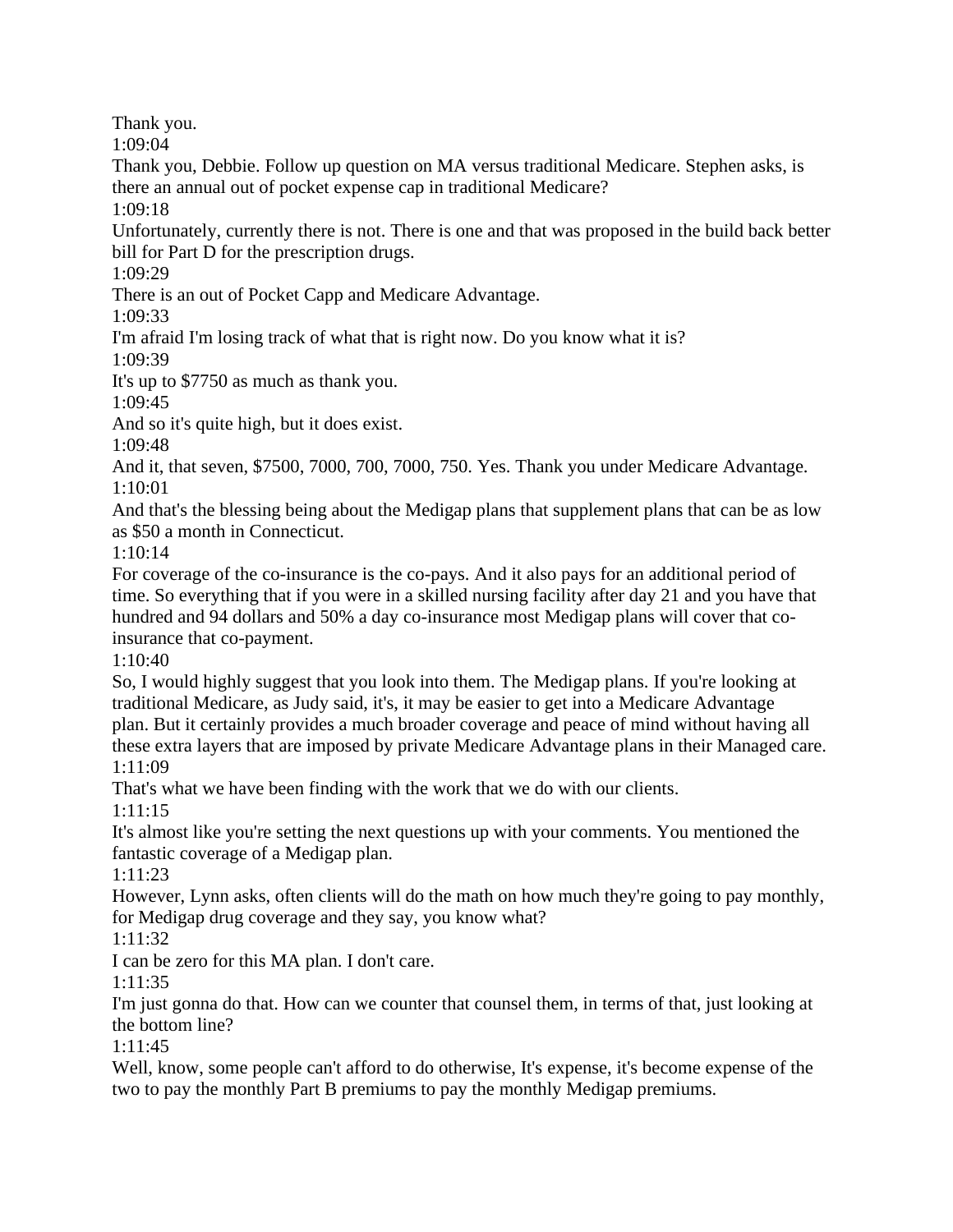Thank you.

1:09:04

Thank you, Debbie. Follow up question on MA versus traditional Medicare. Stephen asks, is there an annual out of pocket expense cap in traditional Medicare?

1:09:18

Unfortunately, currently there is not. There is one and that was proposed in the build back better bill for Part D for the prescription drugs.

1:09:29

There is an out of Pocket Capp and Medicare Advantage.

1:09:33

I'm afraid I'm losing track of what that is right now. Do you know what it is?

1:09:39

It's up to $7750 as much as thank you.

1:09:45

And so it's quite high, but it does exist.

1:09:48

And it, that seven, $7500, 7000, 700, 7000, 750. Yes. Thank you under Medicare Advantage.

1:10:01

And that's the blessing being about the Medigap plans that supplement plans that can be as low as $50 a month in Connecticut.

1:10:14

For coverage of the co-insurance is the co-pays. And it also pays for an additional period of time. So everything that if you were in a skilled nursing facility after day 21 and you have that hundred and 94 dollars and 50% a day co-insurance most Medigap plans will cover that co-insurance that co-payment.

1:10:40

So, I would highly suggest that you look into them. The Medigap plans. If you're looking at traditional Medicare, as Judy said, it's, it may be easier to get into a Medicare Advantage plan. But it certainly provides a much broader coverage and peace of mind without having all these extra layers that are imposed by private Medicare Advantage plans in their Managed care.

1:11:09

That's what we have been finding with the work that we do with our clients.

1:11:15

It's almost like you're setting the next questions up with your comments. You mentioned the fantastic coverage of a Medigap plan.

1:11:23

However, Lynn asks, often clients will do the math on how much they're going to pay monthly, for Medigap drug coverage and they say, you know what?

1:11:32

I can be zero for this MA plan. I don't care.

1:11:35

I'm just gonna do that. How can we counter that counsel them, in terms of that, just looking at the bottom line?

1:11:45

Well, know, some people can't afford to do otherwise, It's expense, it's become expense of the two to pay the monthly Part B premiums to pay the monthly Medigap premiums.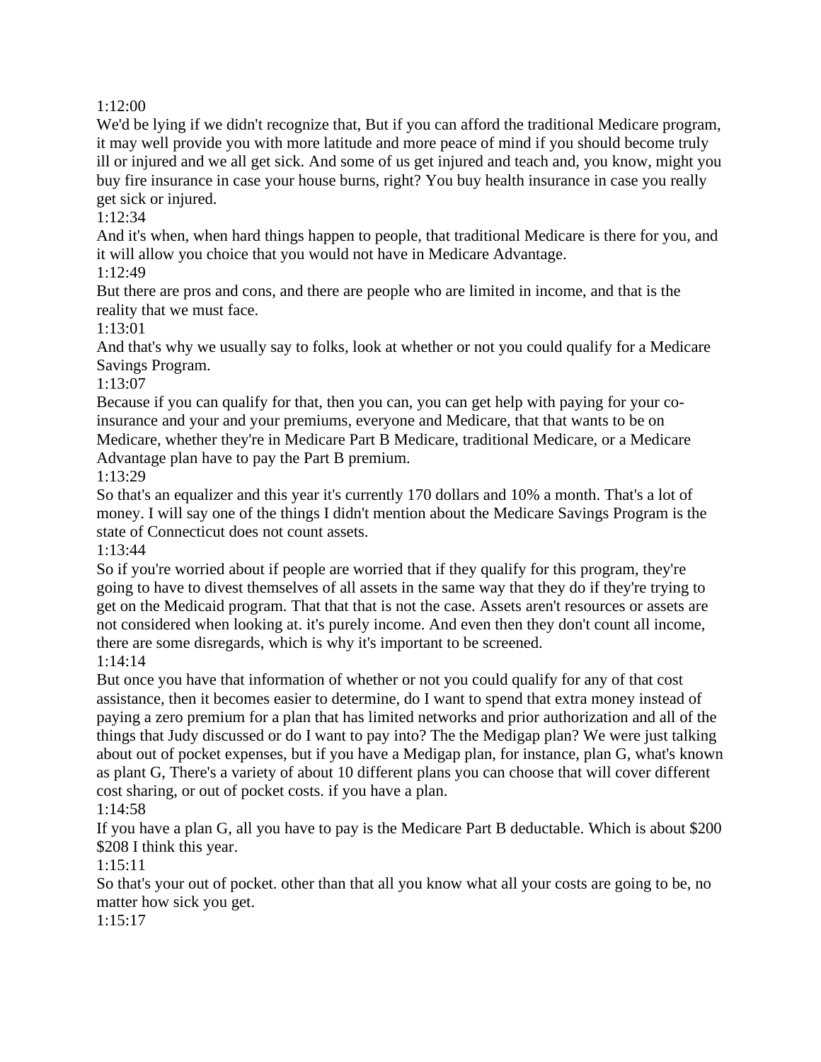1:12:00

We'd be lying if we didn't recognize that, But if you can afford the traditional Medicare program, it may well provide you with more latitude and more peace of mind if you should become truly ill or injured and we all get sick. And some of us get injured and teach and, you know, might you buy fire insurance in case your house burns, right? You buy health insurance in case you really get sick or injured.

1:12:34

And it's when, when hard things happen to people, that traditional Medicare is there for you, and it will allow you choice that you would not have in Medicare Advantage.

1:12:49

But there are pros and cons, and there are people who are limited in income, and that is the reality that we must face.

1:13:01

And that's why we usually say to folks, look at whether or not you could qualify for a Medicare Savings Program.

1:13:07

Because if you can qualify for that, then you can, you can get help with paying for your co-insurance and your and your premiums, everyone and Medicare, that that wants to be on Medicare, whether they're in Medicare Part B Medicare, traditional Medicare, or a Medicare Advantage plan have to pay the Part B premium.

1:13:29

So that's an equalizer and this year it's currently 170 dollars and 10% a month. That's a lot of money. I will say one of the things I didn't mention about the Medicare Savings Program is the state of Connecticut does not count assets.

1:13:44

So if you're worried about if people are worried that if they qualify for this program, they're going to have to divest themselves of all assets in the same way that they do if they're trying to get on the Medicaid program. That that that is not the case. Assets aren't resources or assets are not considered when looking at. it's purely income. And even then they don't count all income, there are some disregards, which is why it's important to be screened.

1:14:14

But once you have that information of whether or not you could qualify for any of that cost assistance, then it becomes easier to determine, do I want to spend that extra money instead of paying a zero premium for a plan that has limited networks and prior authorization and all of the things that Judy discussed or do I want to pay into? The the Medigap plan? We were just talking about out of pocket expenses, but if you have a Medigap plan, for instance, plan G, what's known as plant G, There's a variety of about 10 different plans you can choose that will cover different cost sharing, or out of pocket costs. if you have a plan.

1:14:58

If you have a plan G, all you have to pay is the Medicare Part B deductable. Which is about $200 $208 I think this year.

1:15:11

So that's your out of pocket. other than that all you know what all your costs are going to be, no matter how sick you get.

1:15:17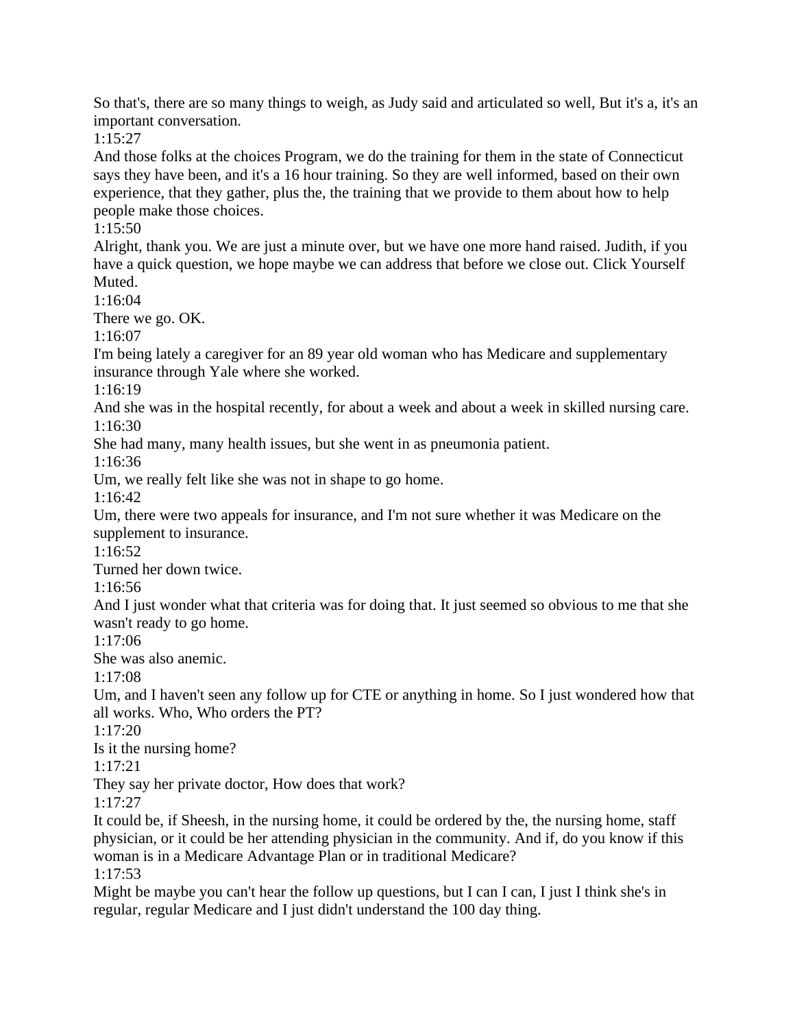So that's, there are so many things to weigh, as Judy said and articulated so well, But it's a, it's an important conversation.

1:15:27

And those folks at the choices Program, we do the training for them in the state of Connecticut says they have been, and it's a 16 hour training. So they are well informed, based on their own experience, that they gather, plus the, the training that we provide to them about how to help people make those choices.

1:15:50

Alright, thank you. We are just a minute over, but we have one more hand raised. Judith, if you have a quick question, we hope maybe we can address that before we close out. Click Yourself Muted.

1:16:04

There we go. OK.

1:16:07

I'm being lately a caregiver for an 89 year old woman who has Medicare and supplementary insurance through Yale where she worked.

1:16:19

And she was in the hospital recently, for about a week and about a week in skilled nursing care.

1:16:30

She had many, many health issues, but she went in as pneumonia patient.

1:16:36

Um, we really felt like she was not in shape to go home.

1:16:42

Um, there were two appeals for insurance, and I'm not sure whether it was Medicare on the supplement to insurance.

1:16:52

Turned her down twice.

1:16:56

And I just wonder what that criteria was for doing that. It just seemed so obvious to me that she wasn't ready to go home.

1:17:06

She was also anemic.

1:17:08

Um, and I haven't seen any follow up for CTE or anything in home. So I just wondered how that all works. Who, Who orders the PT?

1:17:20

Is it the nursing home?

1:17:21

They say her private doctor, How does that work?

1:17:27

It could be, if Sheesh, in the nursing home, it could be ordered by the, the nursing home, staff physician, or it could be her attending physician in the community. And if, do you know if this woman is in a Medicare Advantage Plan or in traditional Medicare?

1:17:53

Might be maybe you can't hear the follow up questions, but I can I can, I just I think she's in regular, regular Medicare and I just didn't understand the 100 day thing.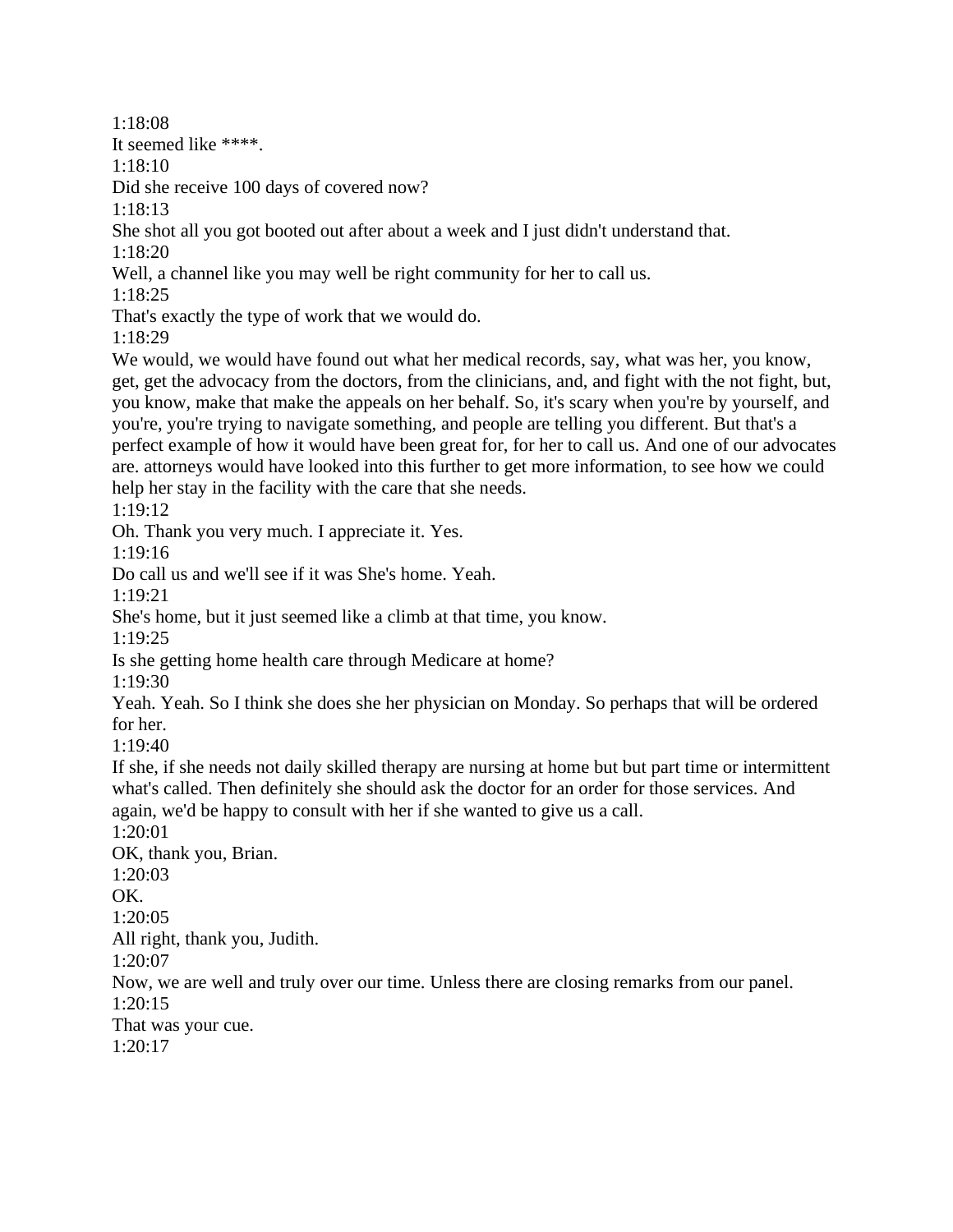1:18:08
It seemed like ****.
1:18:10
Did she receive 100 days of covered now?
1:18:13
She shot all you got booted out after about a week and I just didn't understand that.
1:18:20
Well, a channel like you may well be right community for her to call us.
1:18:25
That's exactly the type of work that we would do.
1:18:29
We would, we would have found out what her medical records, say, what was her, you know, get, get the advocacy from the doctors, from the clinicians, and, and fight with the not fight, but, you know, make that make the appeals on her behalf. So, it's scary when you're by yourself, and you're, you're trying to navigate something, and people are telling you different. But that's a perfect example of how it would have been great for, for her to call us. And one of our advocates are. attorneys would have looked into this further to get more information, to see how we could help her stay in the facility with the care that she needs.
1:19:12
Oh. Thank you very much. I appreciate it. Yes.
1:19:16
Do call us and we'll see if it was She's home. Yeah.
1:19:21
She's home, but it just seemed like a climb at that time, you know.
1:19:25
Is she getting home health care through Medicare at home?
1:19:30
Yeah. Yeah. So I think she does she her physician on Monday. So perhaps that will be ordered for her.
1:19:40
If she, if she needs not daily skilled therapy are nursing at home but but part time or intermittent what's called. Then definitely she should ask the doctor for an order for those services. And again, we'd be happy to consult with her if she wanted to give us a call.
1:20:01
OK, thank you, Brian.
1:20:03
OK.
1:20:05
All right, thank you, Judith.
1:20:07
Now, we are well and truly over our time. Unless there are closing remarks from our panel.
1:20:15
That was your cue.
1:20:17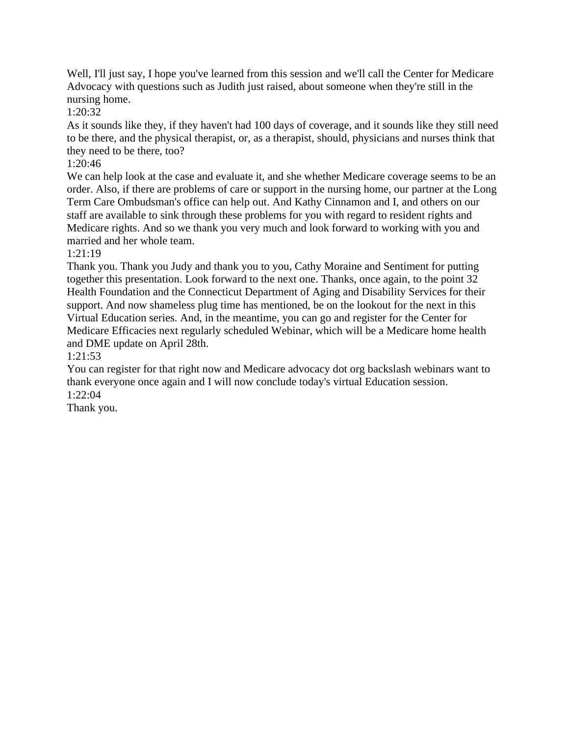Well, I'll just say, I hope you've learned from this session and we'll call the Center for Medicare Advocacy with questions such as Judith just raised, about someone when they're still in the nursing home.

1:20:32

As it sounds like they, if they haven't had 100 days of coverage, and it sounds like they still need to be there, and the physical therapist, or, as a therapist, should, physicians and nurses think that they need to be there, too?

1:20:46

We can help look at the case and evaluate it, and she whether Medicare coverage seems to be an order. Also, if there are problems of care or support in the nursing home, our partner at the Long Term Care Ombudsman's office can help out. And Kathy Cinnamon and I, and others on our staff are available to sink through these problems for you with regard to resident rights and Medicare rights. And so we thank you very much and look forward to working with you and married and her whole team.

1:21:19

Thank you. Thank you Judy and thank you to you, Cathy Moraine and Sentiment for putting together this presentation. Look forward to the next one. Thanks, once again, to the point 32 Health Foundation and the Connecticut Department of Aging and Disability Services for their support. And now shameless plug time has mentioned, be on the lookout for the next in this Virtual Education series. And, in the meantime, you can go and register for the Center for Medicare Efficacies next regularly scheduled Webinar, which will be a Medicare home health and DME update on April 28th.

1:21:53

You can register for that right now and Medicare advocacy dot org backslash webinars want to thank everyone once again and I will now conclude today's virtual Education session.

1:22:04

Thank you.